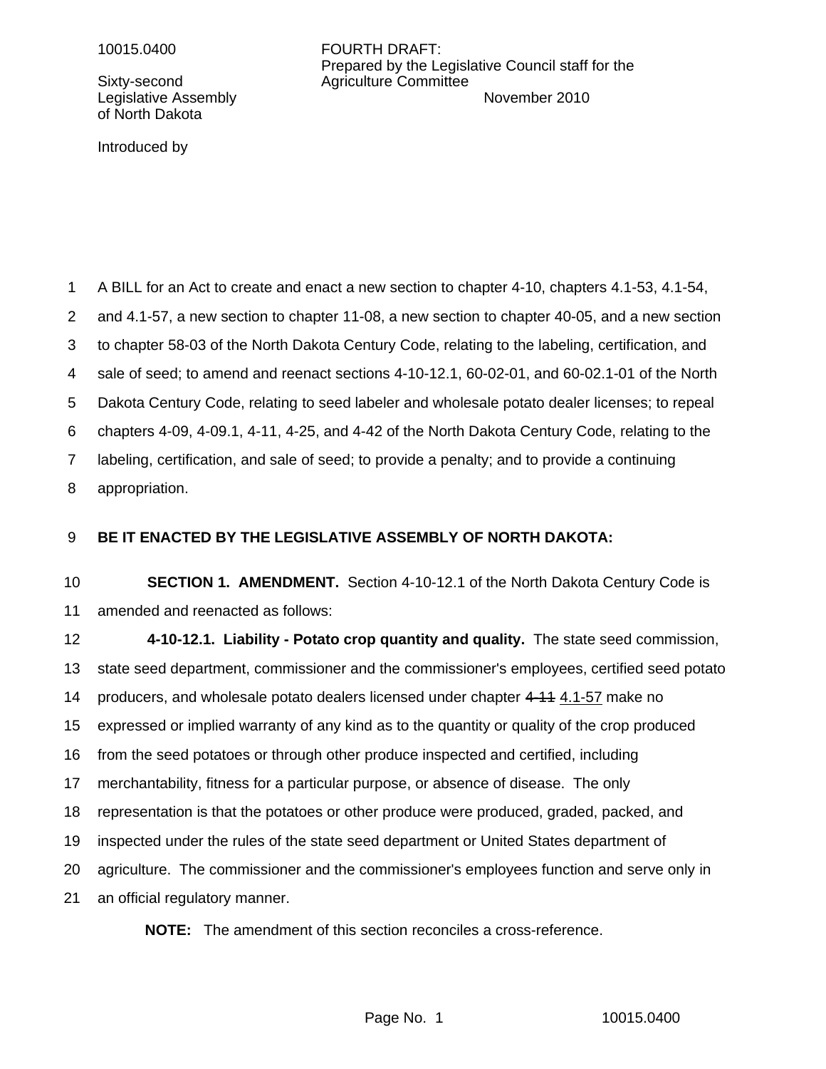10015.0400

FOURTH DRAFT:
Prepared by the Legislative Council staff for the Agriculture Committee
November 2010

Sixty-second
Legislative Assembly
of North Dakota

Introduced by

A BILL for an Act to create and enact a new section to chapter 4-10, chapters 4.1-53, 4.1-54, and 4.1-57, a new section to chapter 11-08, a new section to chapter 40-05, and a new section to chapter 58-03 of the North Dakota Century Code, relating to the labeling, certification, and sale of seed; to amend and reenact sections 4-10-12.1, 60-02-01, and 60-02.1-01 of the North Dakota Century Code, relating to seed labeler and wholesale potato dealer licenses; to repeal chapters 4-09, 4-09.1, 4-11, 4-25, and 4-42 of the North Dakota Century Code, relating to the labeling, certification, and sale of seed; to provide a penalty; and to provide a continuing appropriation.

**BE IT ENACTED BY THE LEGISLATIVE ASSEMBLY OF NORTH DAKOTA:**

**SECTION 1. AMENDMENT.** Section 4-10-12.1 of the North Dakota Century Code is amended and reenacted as follows:

**4-10-12.1. Liability - Potato crop quantity and quality.** The state seed commission, state seed department, commissioner and the commissioner's employees, certified seed potato producers, and wholesale potato dealers licensed under chapter ~~4-11~~ 4.1-57 make no expressed or implied warranty of any kind as to the quantity or quality of the crop produced from the seed potatoes or through other produce inspected and certified, including merchantability, fitness for a particular purpose, or absence of disease. The only representation is that the potatoes or other produce were produced, graded, packed, and inspected under the rules of the state seed department or United States department of agriculture. The commissioner and the commissioner's employees function and serve only in an official regulatory manner.

**NOTE:** The amendment of this section reconciles a cross-reference.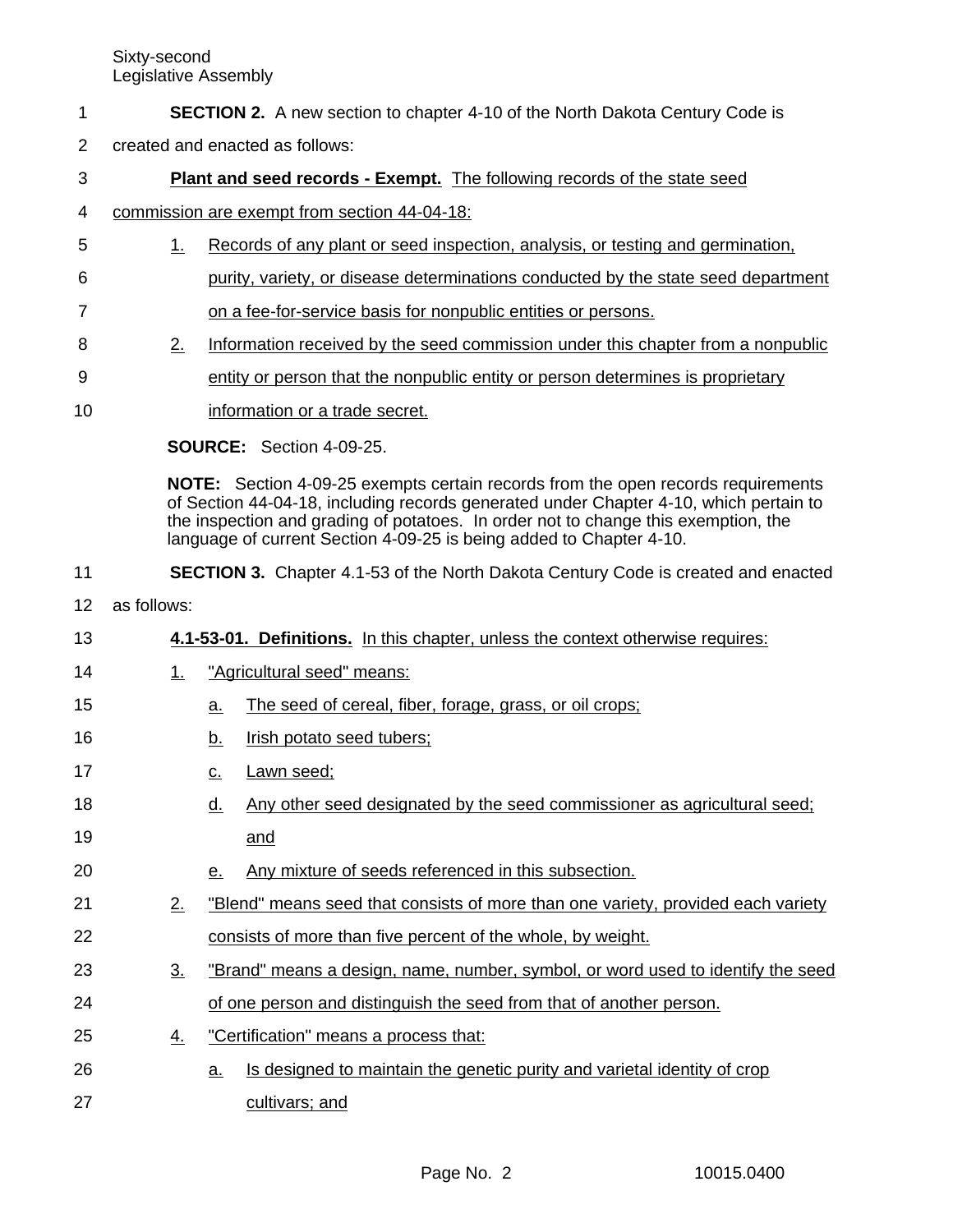**SECTION 2.** A new section to chapter 4-10 of the North Dakota Century Code is created and enacted as follows:

**Plant and seed records - Exempt.** The following records of the state seed commission are exempt from section 44-04-18:

1. Records of any plant or seed inspection, analysis, or testing and germination, purity, variety, or disease determinations conducted by the state seed department on a fee-for-service basis for nonpublic entities or persons.
2. Information received by the seed commission under this chapter from a nonpublic entity or person that the nonpublic entity or person determines is proprietary information or a trade secret.

**SOURCE:** Section 4-09-25.

**NOTE:** Section 4-09-25 exempts certain records from the open records requirements of Section 44-04-18, including records generated under Chapter 4-10, which pertain to the inspection and grading of potatoes. In order not to change this exemption, the language of current Section 4-09-25 is being added to Chapter 4-10.

**SECTION 3.** Chapter 4.1-53 of the North Dakota Century Code is created and enacted as follows:

**4.1-53-01. Definitions.** In this chapter, unless the context otherwise requires:

1. "Agricultural seed" means:
   a. The seed of cereal, fiber, forage, grass, or oil crops;
   b. Irish potato seed tubers;
   c. Lawn seed;
   d. Any other seed designated by the seed commissioner as agricultural seed; and
   e. Any mixture of seeds referenced in this subsection.
2. "Blend" means seed that consists of more than one variety, provided each variety consists of more than five percent of the whole, by weight.
3. "Brand" means a design, name, number, symbol, or word used to identify the seed of one person and distinguish the seed from that of another person.
4. "Certification" means a process that:
   a. Is designed to maintain the genetic purity and varietal identity of crop cultivars; and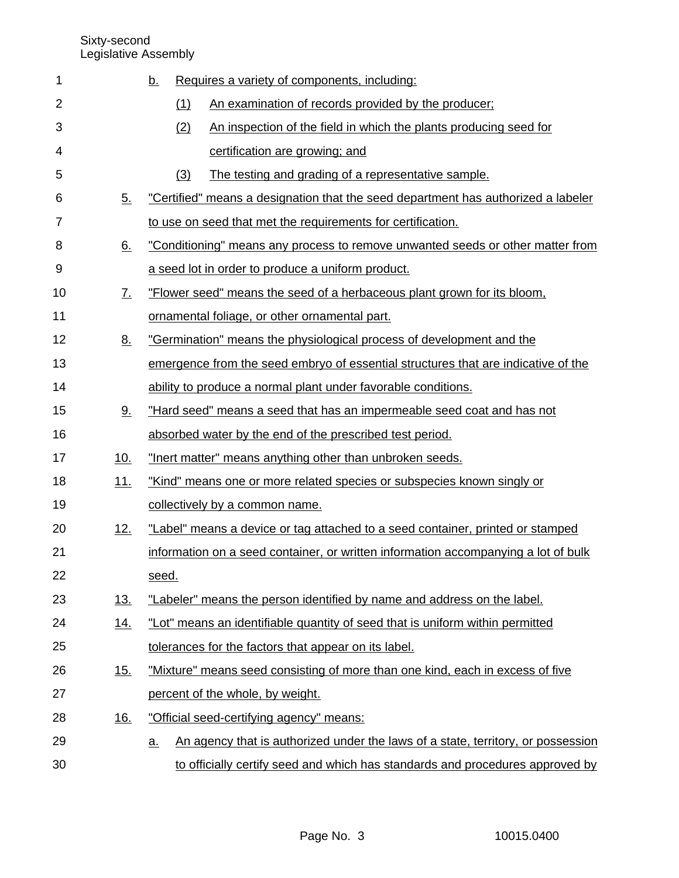b. Requires a variety of components, including:

(1) An examination of records provided by the producer;

(2) An inspection of the field in which the plants producing seed for certification are growing; and

(3) The testing and grading of a representative sample.

5. "Certified" means a designation that the seed department has authorized a labeler to use on seed that met the requirements for certification.

6. "Conditioning" means any process to remove unwanted seeds or other matter from a seed lot in order to produce a uniform product.

7. "Flower seed" means the seed of a herbaceous plant grown for its bloom, ornamental foliage, or other ornamental part.

8. "Germination" means the physiological process of development and the emergence from the seed embryo of essential structures that are indicative of the ability to produce a normal plant under favorable conditions.

9. "Hard seed" means a seed that has an impermeable seed coat and has not absorbed water by the end of the prescribed test period.

10. "Inert matter" means anything other than unbroken seeds.

11. "Kind" means one or more related species or subspecies known singly or collectively by a common name.

12. "Label" means a device or tag attached to a seed container, printed or stamped information on a seed container, or written information accompanying a lot of bulk seed.

13. "Labeler" means the person identified by name and address on the label.

14. "Lot" means an identifiable quantity of seed that is uniform within permitted tolerances for the factors that appear on its label.

15. "Mixture" means seed consisting of more than one kind, each in excess of five percent of the whole, by weight.

16. "Official seed-certifying agency" means:

a. An agency that is authorized under the laws of a state, territory, or possession to officially certify seed and which has standards and procedures approved by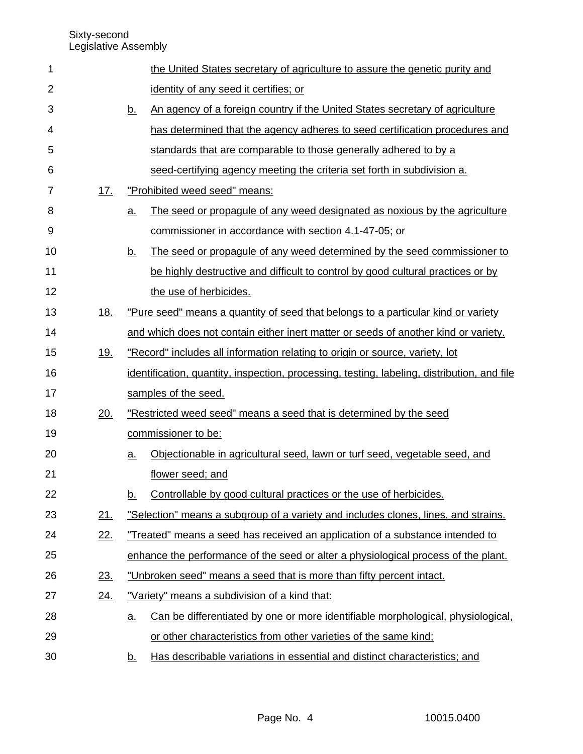the United States secretary of agriculture to assure the genetic purity and identity of any seed it certifies; or

b. An agency of a foreign country if the United States secretary of agriculture has determined that the agency adheres to seed certification procedures and standards that are comparable to those generally adhered to by a seed-certifying agency meeting the criteria set forth in subdivision a.

17. "Prohibited weed seed" means:

a. The seed or propagule of any weed designated as noxious by the agriculture commissioner in accordance with section 4.1-47-05; or

b. The seed or propagule of any weed determined by the seed commissioner to be highly destructive and difficult to control by good cultural practices or by the use of herbicides.

18. "Pure seed" means a quantity of seed that belongs to a particular kind or variety and which does not contain either inert matter or seeds of another kind or variety.

19. "Record" includes all information relating to origin or source, variety, lot identification, quantity, inspection, processing, testing, labeling, distribution, and file samples of the seed.

20. "Restricted weed seed" means a seed that is determined by the seed commissioner to be:

a. Objectionable in agricultural seed, lawn or turf seed, vegetable seed, and flower seed; and

b. Controllable by good cultural practices or the use of herbicides.

21. "Selection" means a subgroup of a variety and includes clones, lines, and strains.

22. "Treated" means a seed has received an application of a substance intended to enhance the performance of the seed or alter a physiological process of the plant.

23. "Unbroken seed" means a seed that is more than fifty percent intact.

24. "Variety" means a subdivision of a kind that:

a. Can be differentiated by one or more identifiable morphological, physiological, or other characteristics from other varieties of the same kind;

b. Has describable variations in essential and distinct characteristics; and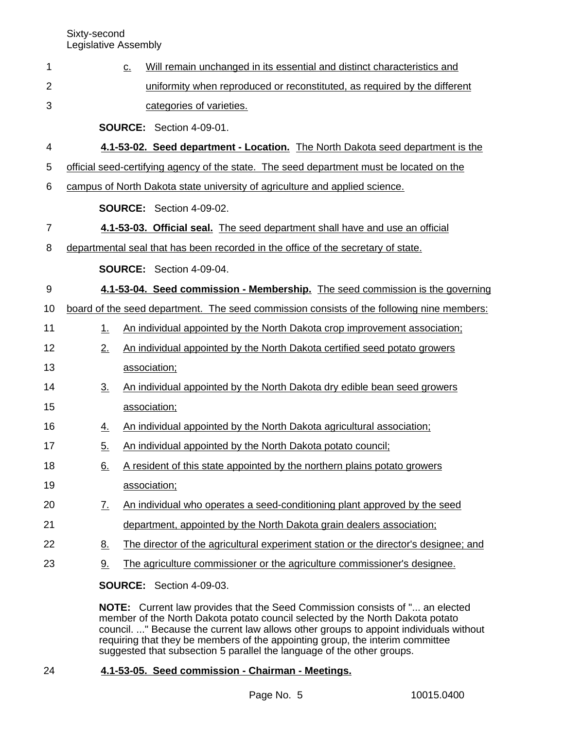c. Will remain unchanged in its essential and distinct characteristics and uniformity when reproduced or reconstituted, as required by the different categories of varieties.

**SOURCE:** Section 4-09-01.

**4.1-53-02. Seed department - Location.** The North Dakota seed department is the official seed-certifying agency of the state. The seed department must be located on the campus of North Dakota state university of agriculture and applied science.

**SOURCE:** Section 4-09-02.

**4.1-53-03. Official seal.** The seed department shall have and use an official departmental seal that has been recorded in the office of the secretary of state.

**SOURCE:** Section 4-09-04.

**4.1-53-04. Seed commission - Membership.** The seed commission is the governing board of the seed department. The seed commission consists of the following nine members:

1. An individual appointed by the North Dakota crop improvement association;
2. An individual appointed by the North Dakota certified seed potato growers association;
3. An individual appointed by the North Dakota dry edible bean seed growers association;
4. An individual appointed by the North Dakota agricultural association;
5. An individual appointed by the North Dakota potato council;
6. A resident of this state appointed by the northern plains potato growers association;
7. An individual who operates a seed-conditioning plant approved by the seed department, appointed by the North Dakota grain dealers association;
8. The director of the agricultural experiment station or the director's designee; and
9. The agriculture commissioner or the agriculture commissioner's designee.

**SOURCE:** Section 4-09-03.

**NOTE:** Current law provides that the Seed Commission consists of "... an elected member of the North Dakota potato council selected by the North Dakota potato council. ..." Because the current law allows other groups to appoint individuals without requiring that they be members of the appointing group, the interim committee suggested that subsection 5 parallel the language of the other groups.

**4.1-53-05. Seed commission - Chairman - Meetings.**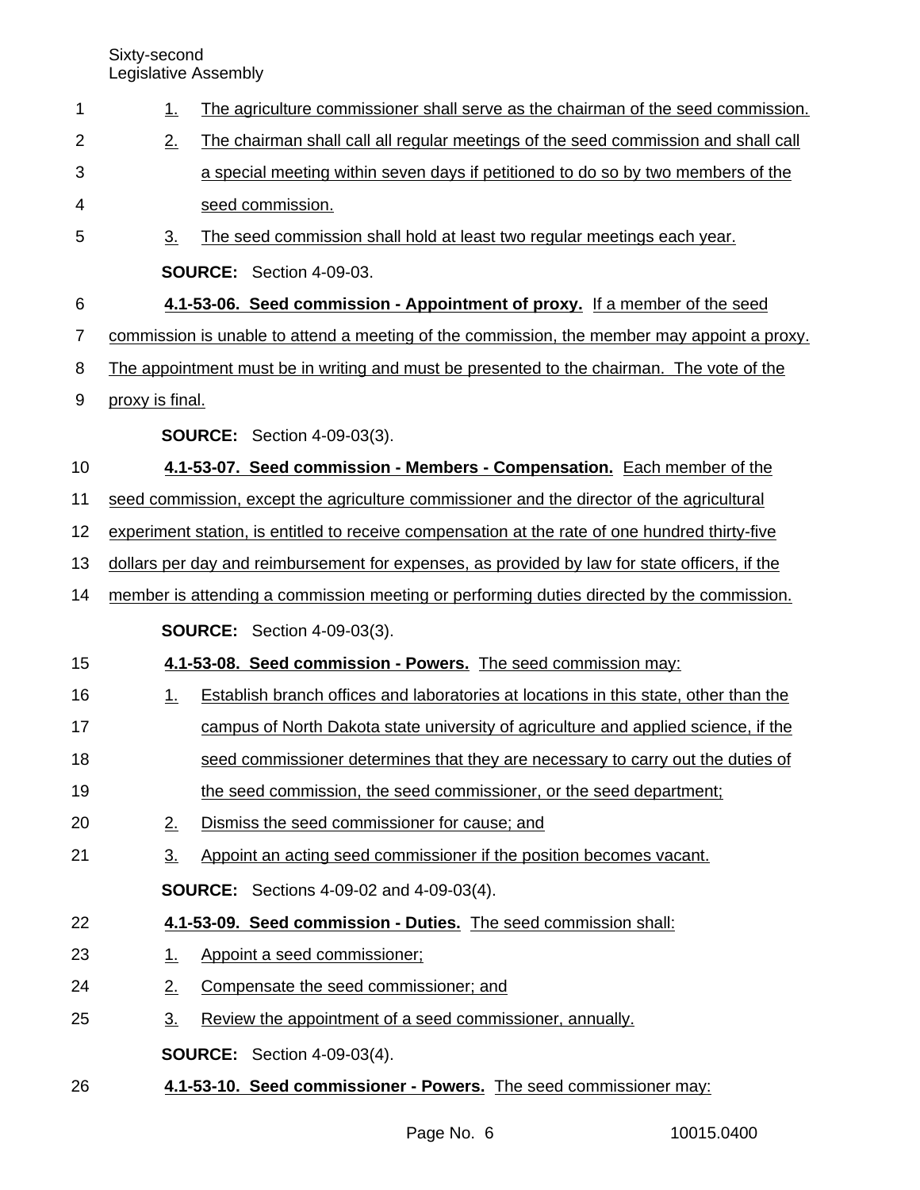1. The agriculture commissioner shall serve as the chairman of the seed commission.
2. The chairman shall call all regular meetings of the seed commission and shall call a special meeting within seven days if petitioned to do so by two members of the seed commission.
3. The seed commission shall hold at least two regular meetings each year.

**SOURCE:** Section 4-09-03.

**4.1-53-06. Seed commission - Appointment of proxy.** If a member of the seed commission is unable to attend a meeting of the commission, the member may appoint a proxy. The appointment must be in writing and must be presented to the chairman. The vote of the proxy is final.

**SOURCE:** Section 4-09-03(3).

**4.1-53-07. Seed commission - Members - Compensation.** Each member of the seed commission, except the agriculture commissioner and the director of the agricultural experiment station, is entitled to receive compensation at the rate of one hundred thirty-five dollars per day and reimbursement for expenses, as provided by law for state officers, if the member is attending a commission meeting or performing duties directed by the commission.

**SOURCE:** Section 4-09-03(3).

**4.1-53-08. Seed commission - Powers.** The seed commission may:

1. Establish branch offices and laboratories at locations in this state, other than the campus of North Dakota state university of agriculture and applied science, if the seed commissioner determines that they are necessary to carry out the duties of the seed commission, the seed commissioner, or the seed department;
2. Dismiss the seed commissioner for cause; and
3. Appoint an acting seed commissioner if the position becomes vacant.

**SOURCE:** Sections 4-09-02 and 4-09-03(4).

**4.1-53-09. Seed commission - Duties.** The seed commission shall:

1. Appoint a seed commissioner;
2. Compensate the seed commissioner; and
3. Review the appointment of a seed commissioner, annually.

**SOURCE:** Section 4-09-03(4).

**4.1-53-10. Seed commissioner - Powers.** The seed commissioner may: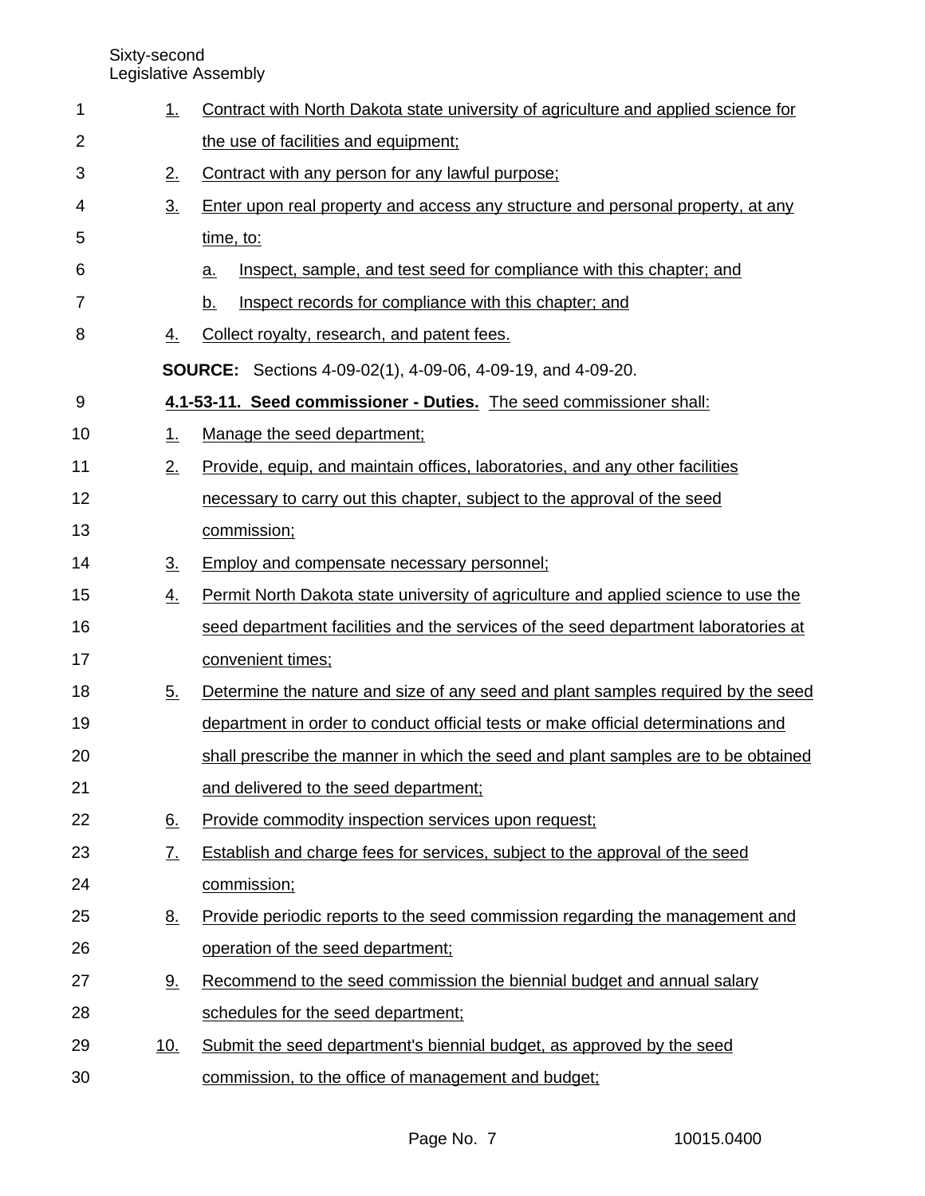1. Contract with North Dakota state university of agriculture and applied science for the use of facilities and equipment;
2. Contract with any person for any lawful purpose;
3. Enter upon real property and access any structure and personal property, at any time, to:
   a. Inspect, sample, and test seed for compliance with this chapter; and
   b. Inspect records for compliance with this chapter; and
4. Collect royalty, research, and patent fees.

**SOURCE:** Sections 4-09-02(1), 4-09-06, 4-09-19, and 4-09-20.

**4.1-53-11. Seed commissioner - Duties.** The seed commissioner shall:

1. Manage the seed department;
2. Provide, equip, and maintain offices, laboratories, and any other facilities necessary to carry out this chapter, subject to the approval of the seed commission;
3. Employ and compensate necessary personnel;
4. Permit North Dakota state university of agriculture and applied science to use the seed department facilities and the services of the seed department laboratories at convenient times;
5. Determine the nature and size of any seed and plant samples required by the seed department in order to conduct official tests or make official determinations and shall prescribe the manner in which the seed and plant samples are to be obtained and delivered to the seed department;
6. Provide commodity inspection services upon request;
7. Establish and charge fees for services, subject to the approval of the seed commission;
8. Provide periodic reports to the seed commission regarding the management and operation of the seed department;
9. Recommend to the seed commission the biennial budget and annual salary schedules for the seed department;
10. Submit the seed department's biennial budget, as approved by the seed commission, to the office of management and budget;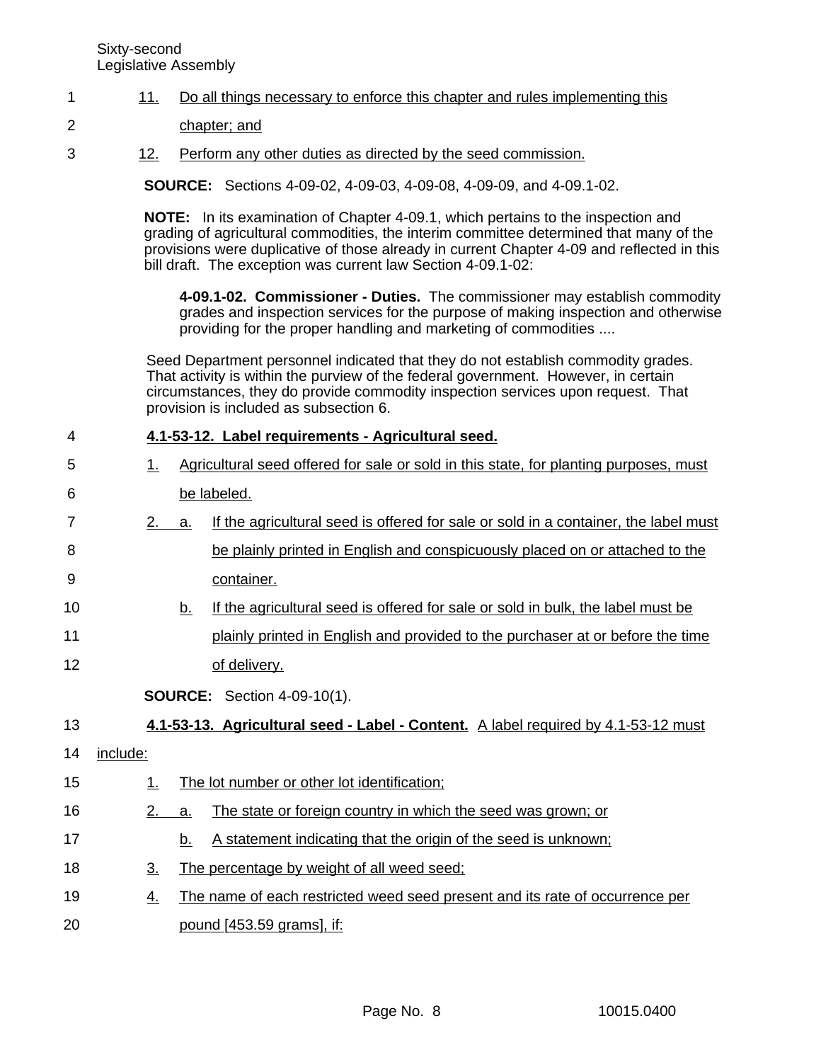11. Do all things necessary to enforce this chapter and rules implementing this chapter; and

12. Perform any other duties as directed by the seed commission.

**SOURCE:** Sections 4-09-02, 4-09-03, 4-09-08, 4-09-09, and 4-09.1-02.

**NOTE:** In its examination of Chapter 4-09.1, which pertains to the inspection and grading of agricultural commodities, the interim committee determined that many of the provisions were duplicative of those already in current Chapter 4-09 and reflected in this bill draft. The exception was current law Section 4-09.1-02:

> **4-09.1-02. Commissioner - Duties.** The commissioner may establish commodity grades and inspection services for the purpose of making inspection and otherwise providing for the proper handling and marketing of commodities ....

Seed Department personnel indicated that they do not establish commodity grades. That activity is within the purview of the federal government. However, in certain circumstances, they do provide commodity inspection services upon request. That provision is included as subsection 6.

**4.1-53-12. Label requirements - Agricultural seed.**

1. Agricultural seed offered for sale or sold in this state, for planting purposes, must be labeled.

2. a. If the agricultural seed is offered for sale or sold in a container, the label must be plainly printed in English and conspicuously placed on or attached to the container.

   b. If the agricultural seed is offered for sale or sold in bulk, the label must be plainly printed in English and provided to the purchaser at or before the time of delivery.

**SOURCE:** Section 4-09-10(1).

**4.1-53-13. Agricultural seed - Label - Content.** A label required by 4.1-53-12 must include:

1. The lot number or other lot identification;

2. a. The state or foreign country in which the seed was grown; or

   b. A statement indicating that the origin of the seed is unknown;

3. The percentage by weight of all weed seed;

4. The name of each restricted weed seed present and its rate of occurrence per pound [453.59 grams], if: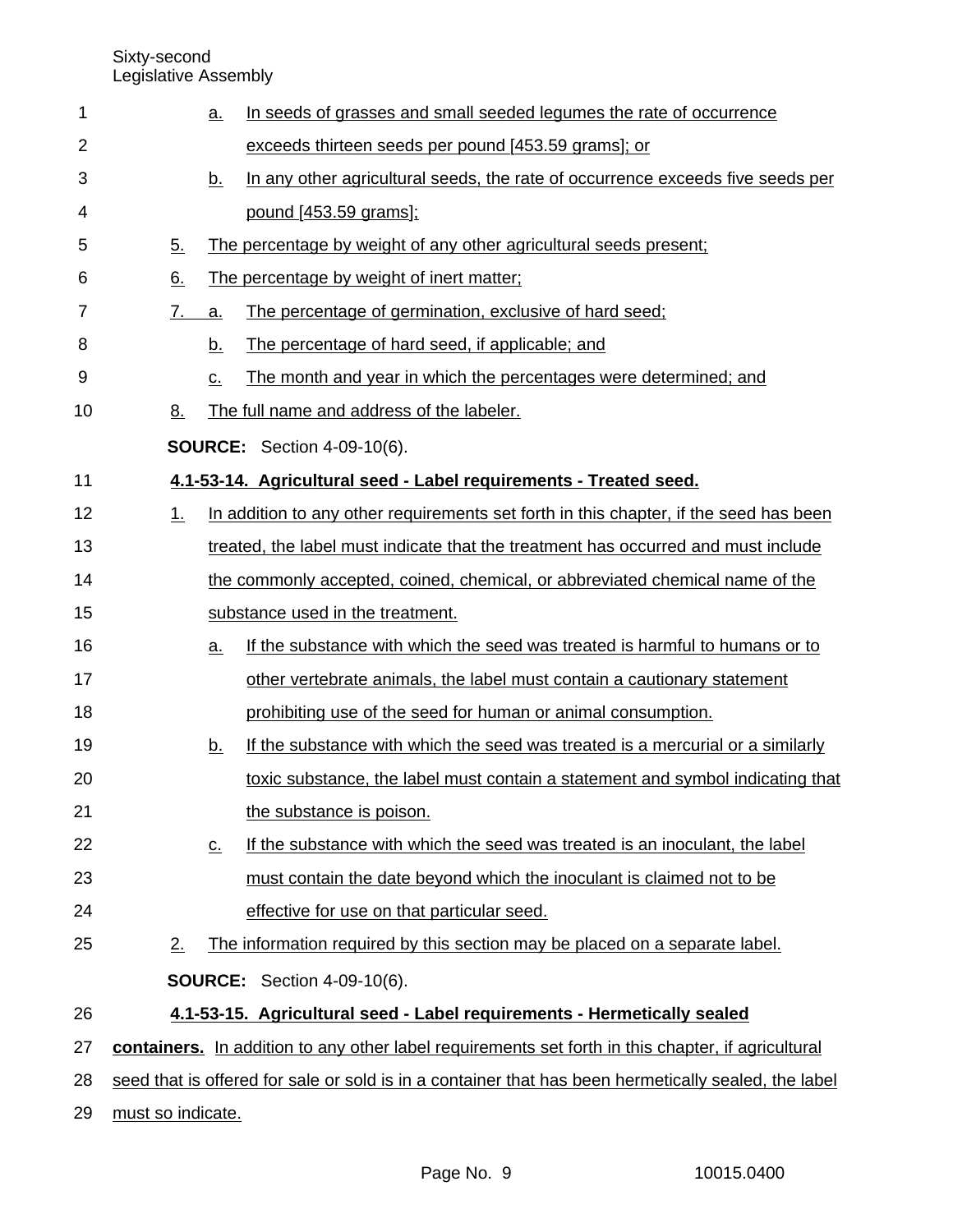a. In seeds of grasses and small seeded legumes the rate of occurrence exceeds thirteen seeds per pound [453.59 grams]; or

b. In any other agricultural seeds, the rate of occurrence exceeds five seeds per pound [453.59 grams];

5. The percentage by weight of any other agricultural seeds present;

6. The percentage by weight of inert matter;

7. a. The percentage of germination, exclusive of hard seed;

 b. The percentage of hard seed, if applicable; and

 c. The month and year in which the percentages were determined; and

8. The full name and address of the labeler.

**SOURCE:** Section 4-09-10(6).

**4.1-53-14. Agricultural seed - Label requirements - Treated seed.**

1. In addition to any other requirements set forth in this chapter, if the seed has been treated, the label must indicate that the treatment has occurred and must include the commonly accepted, coined, chemical, or abbreviated chemical name of the substance used in the treatment.

 a. If the substance with which the seed was treated is harmful to humans or to other vertebrate animals, the label must contain a cautionary statement prohibiting use of the seed for human or animal consumption.

 b. If the substance with which the seed was treated is a mercurial or a similarly toxic substance, the label must contain a statement and symbol indicating that the substance is poison.

 c. If the substance with which the seed was treated is an inoculant, the label must contain the date beyond which the inoculant is claimed not to be effective for use on that particular seed.

2. The information required by this section may be placed on a separate label.

**SOURCE:** Section 4-09-10(6).

**4.1-53-15. Agricultural seed - Label requirements - Hermetically sealed containers.** In addition to any other label requirements set forth in this chapter, if agricultural seed that is offered for sale or sold is in a container that has been hermetically sealed, the label must so indicate.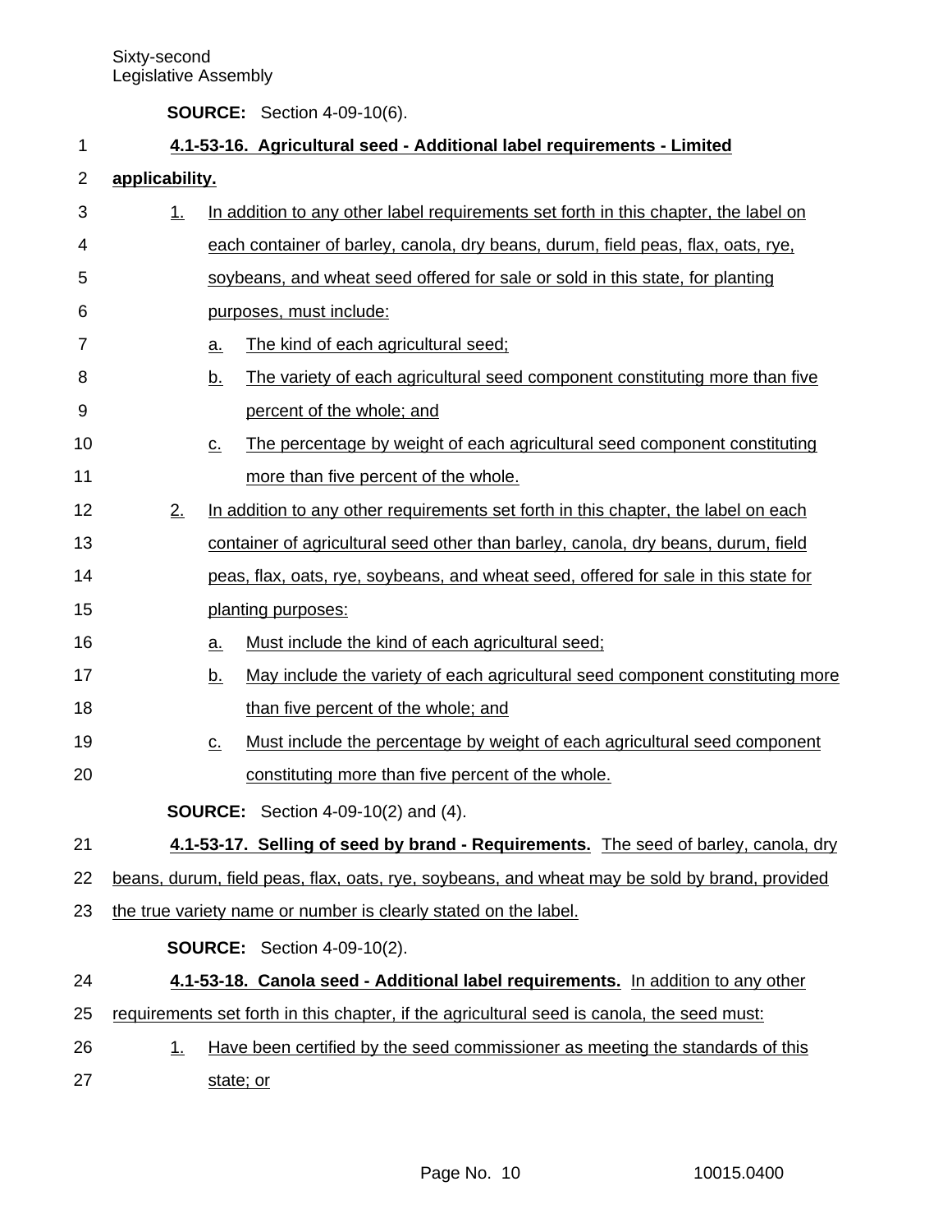**SOURCE:** Section 4-09-10(6).

**4.1-53-16. Agricultural seed - Additional label requirements - Limited applicability.**

1. In addition to any other label requirements set forth in this chapter, the label on each container of barley, canola, dry beans, durum, field peas, flax, oats, rye, soybeans, and wheat seed offered for sale or sold in this state, for planting purposes, must include:
   a. The kind of each agricultural seed;
   b. The variety of each agricultural seed component constituting more than five percent of the whole; and
   c. The percentage by weight of each agricultural seed component constituting more than five percent of the whole.
2. In addition to any other requirements set forth in this chapter, the label on each container of agricultural seed other than barley, canola, dry beans, durum, field peas, flax, oats, rye, soybeans, and wheat seed, offered for sale in this state for planting purposes:
   a. Must include the kind of each agricultural seed;
   b. May include the variety of each agricultural seed component constituting more than five percent of the whole; and
   c. Must include the percentage by weight of each agricultural seed component constituting more than five percent of the whole.

**SOURCE:** Section 4-09-10(2) and (4).

**4.1-53-17. Selling of seed by brand - Requirements.** The seed of barley, canola, dry beans, durum, field peas, flax, oats, rye, soybeans, and wheat may be sold by brand, provided the true variety name or number is clearly stated on the label.

**SOURCE:** Section 4-09-10(2).

**4.1-53-18. Canola seed - Additional label requirements.** In addition to any other requirements set forth in this chapter, if the agricultural seed is canola, the seed must:

1. Have been certified by the seed commissioner as meeting the standards of this state; or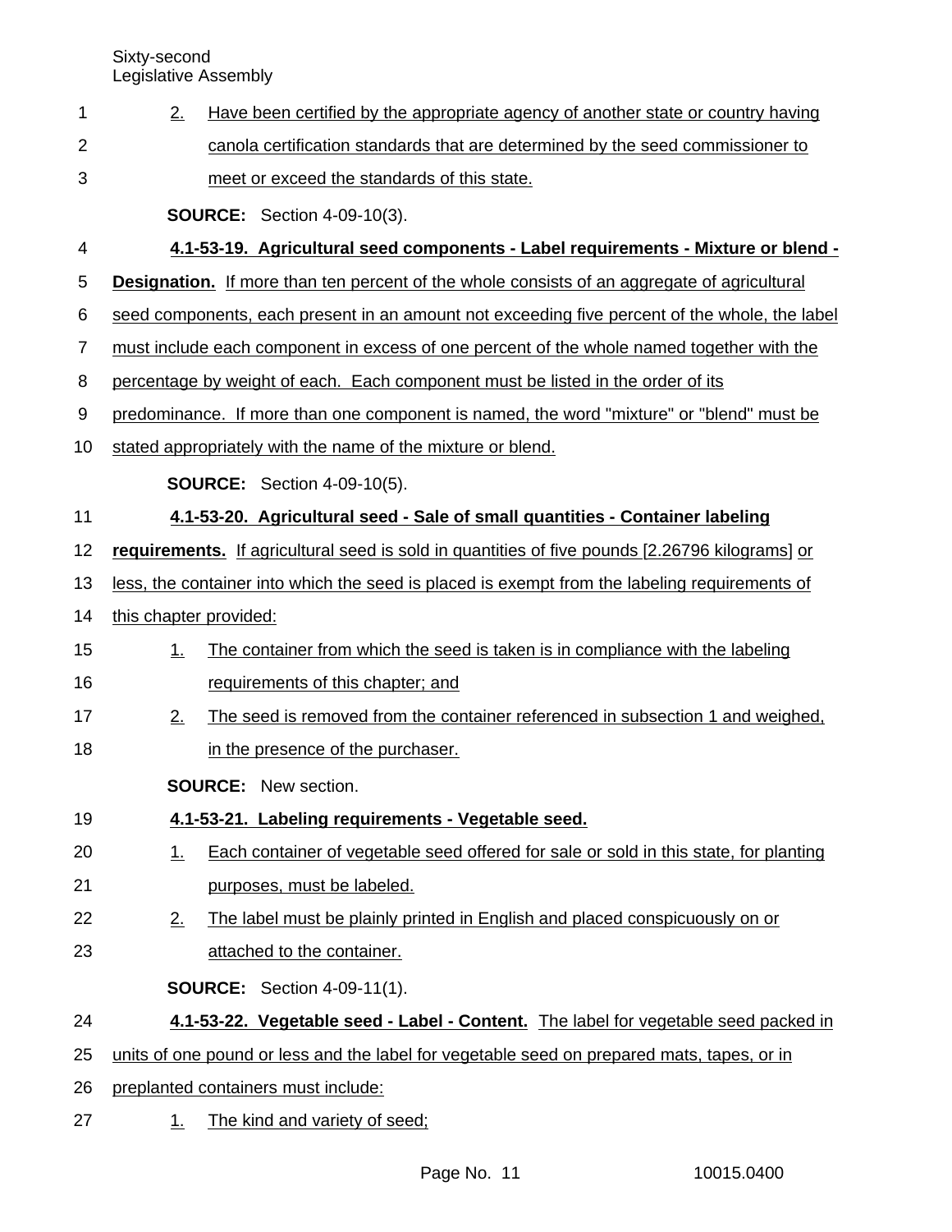2. Have been certified by the appropriate agency of another state or country having canola certification standards that are determined by the seed commissioner to meet or exceed the standards of this state.

**SOURCE:** Section 4-09-10(3).

**4.1-53-19. Agricultural seed components - Label requirements - Mixture or blend - Designation.** If more than ten percent of the whole consists of an aggregate of agricultural seed components, each present in an amount not exceeding five percent of the whole, the label must include each component in excess of one percent of the whole named together with the percentage by weight of each. Each component must be listed in the order of its predominance. If more than one component is named, the word "mixture" or "blend" must be stated appropriately with the name of the mixture or blend.

**SOURCE:** Section 4-09-10(5).

**4.1-53-20. Agricultural seed - Sale of small quantities - Container labeling requirements.** If agricultural seed is sold in quantities of five pounds [2.26796 kilograms] or less, the container into which the seed is placed is exempt from the labeling requirements of this chapter provided:

1. The container from which the seed is taken is in compliance with the labeling requirements of this chapter; and
2. The seed is removed from the container referenced in subsection 1 and weighed, in the presence of the purchaser.

**SOURCE:** New section.

**4.1-53-21. Labeling requirements - Vegetable seed.**

1. Each container of vegetable seed offered for sale or sold in this state, for planting purposes, must be labeled.
2. The label must be plainly printed in English and placed conspicuously on or attached to the container.

**SOURCE:** Section 4-09-11(1).

**4.1-53-22. Vegetable seed - Label - Content.** The label for vegetable seed packed in units of one pound or less and the label for vegetable seed on prepared mats, tapes, or in preplanted containers must include:

1. The kind and variety of seed;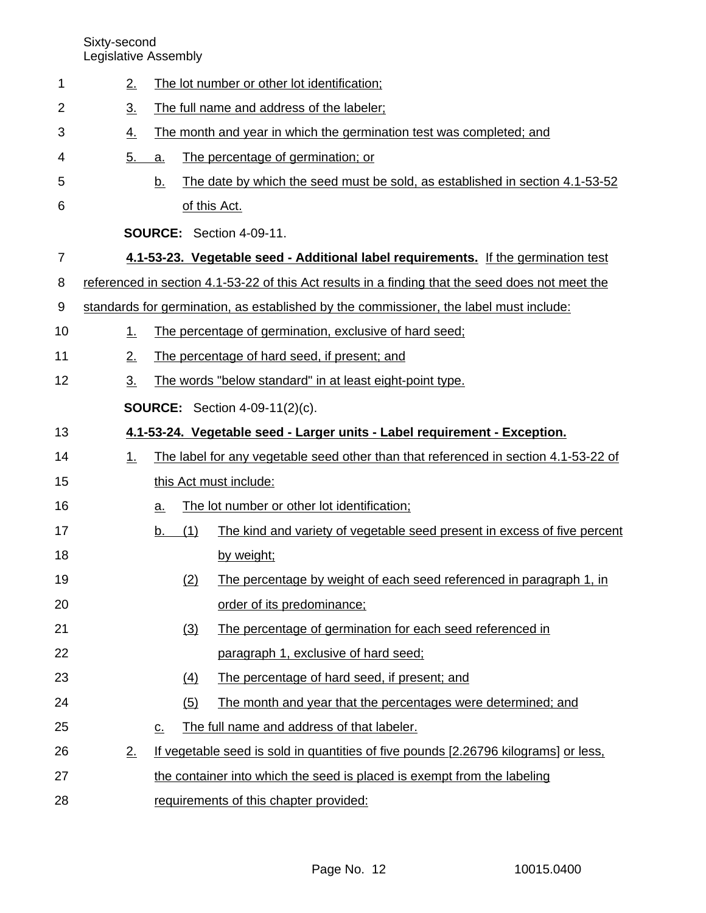2. The lot number or other lot identification;
3. The full name and address of the labeler;
4. The month and year in which the germination test was completed; and
5. a. The percentage of germination; or
   b. The date by which the seed must be sold, as established in section 4.1-53-52 of this Act.

**SOURCE:** Section 4-09-11.

**4.1-53-23. Vegetable seed - Additional label requirements.** If the germination test referenced in section 4.1-53-22 of this Act results in a finding that the seed does not meet the standards for germination, as established by the commissioner, the label must include:

1. The percentage of germination, exclusive of hard seed;
2. The percentage of hard seed, if present; and
3. The words "below standard" in at least eight-point type.

**SOURCE:** Section 4-09-11(2)(c).

**4.1-53-24. Vegetable seed - Larger units - Label requirement - Exception.**

1. The label for any vegetable seed other than that referenced in section 4.1-53-22 of this Act must include:
   a. The lot number or other lot identification;
   b. (1) The kind and variety of vegetable seed present in excess of five percent by weight;
      (2) The percentage by weight of each seed referenced in paragraph 1, in order of its predominance;
      (3) The percentage of germination for each seed referenced in paragraph 1, exclusive of hard seed;
      (4) The percentage of hard seed, if present; and
      (5) The month and year that the percentages were determined; and
   c. The full name and address of that labeler.
2. If vegetable seed is sold in quantities of five pounds [2.26796 kilograms] or less, the container into which the seed is placed is exempt from the labeling requirements of this chapter provided: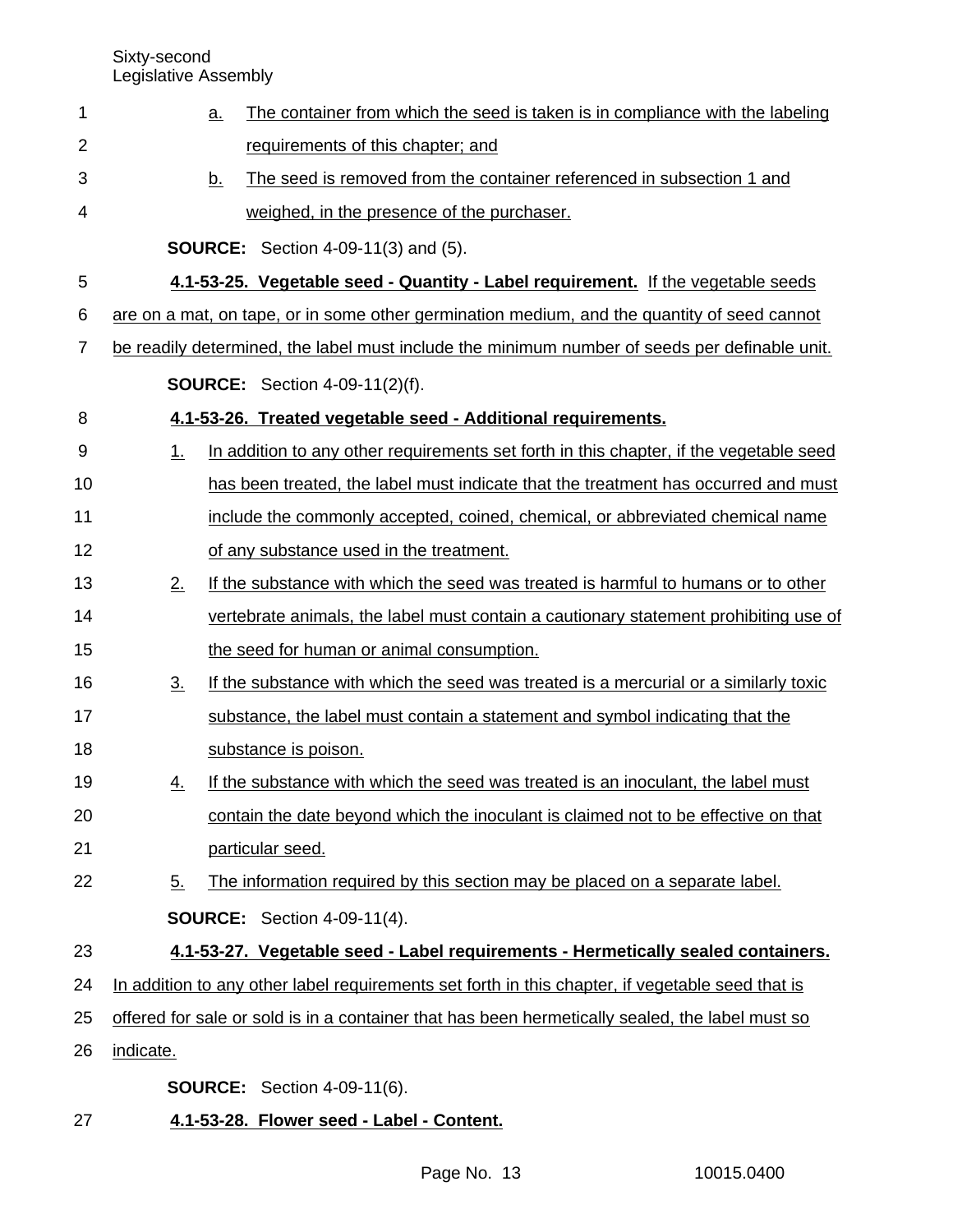a. The container from which the seed is taken is in compliance with the labeling requirements of this chapter; and

b. The seed is removed from the container referenced in subsection 1 and weighed, in the presence of the purchaser.

**SOURCE:** Section 4-09-11(3) and (5).

**4.1-53-25. Vegetable seed - Quantity - Label requirement.** If the vegetable seeds are on a mat, on tape, or in some other germination medium, and the quantity of seed cannot be readily determined, the label must include the minimum number of seeds per definable unit.

**SOURCE:** Section 4-09-11(2)(f).

**4.1-53-26. Treated vegetable seed - Additional requirements.**

1. In addition to any other requirements set forth in this chapter, if the vegetable seed has been treated, the label must indicate that the treatment has occurred and must include the commonly accepted, coined, chemical, or abbreviated chemical name of any substance used in the treatment.
2. If the substance with which the seed was treated is harmful to humans or to other vertebrate animals, the label must contain a cautionary statement prohibiting use of the seed for human or animal consumption.
3. If the substance with which the seed was treated is a mercurial or a similarly toxic substance, the label must contain a statement and symbol indicating that the substance is poison.
4. If the substance with which the seed was treated is an inoculant, the label must contain the date beyond which the inoculant is claimed not to be effective on that particular seed.
5. The information required by this section may be placed on a separate label.

**SOURCE:** Section 4-09-11(4).

**4.1-53-27. Vegetable seed - Label requirements - Hermetically sealed containers.** In addition to any other label requirements set forth in this chapter, if vegetable seed that is offered for sale or sold is in a container that has been hermetically sealed, the label must so indicate.

**SOURCE:** Section 4-09-11(6).

**4.1-53-28. Flower seed - Label - Content.**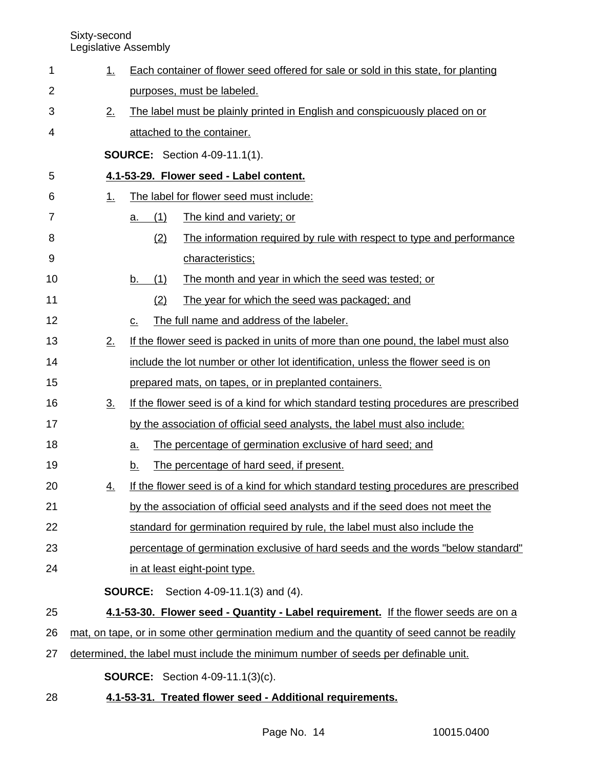1. Each container of flower seed offered for sale or sold in this state, for planting purposes, must be labeled.
2. The label must be plainly printed in English and conspicuously placed on or attached to the container.

**SOURCE:** Section 4-09-11.1(1).

**4.1-53-29. Flower seed - Label content.**

1. The label for flower seed must include:
   a. (1) The kind and variety; or
      (2) The information required by rule with respect to type and performance characteristics;
   b. (1) The month and year in which the seed was tested; or
      (2) The year for which the seed was packaged; and
   c. The full name and address of the labeler.
2. If the flower seed is packed in units of more than one pound, the label must also include the lot number or other lot identification, unless the flower seed is on prepared mats, on tapes, or in preplanted containers.
3. If the flower seed is of a kind for which standard testing procedures are prescribed by the association of official seed analysts, the label must also include:
   a. The percentage of germination exclusive of hard seed; and
   b. The percentage of hard seed, if present.
4. If the flower seed is of a kind for which standard testing procedures are prescribed by the association of official seed analysts and if the seed does not meet the standard for germination required by rule, the label must also include the percentage of germination exclusive of hard seeds and the words "below standard" in at least eight-point type.

**SOURCE:** Section 4-09-11.1(3) and (4).

**4.1-53-30. Flower seed - Quantity - Label requirement.** If the flower seeds are on a mat, on tape, or in some other germination medium and the quantity of seed cannot be readily determined, the label must include the minimum number of seeds per definable unit.

**SOURCE:** Section 4-09-11.1(3)(c).

**4.1-53-31. Treated flower seed - Additional requirements.**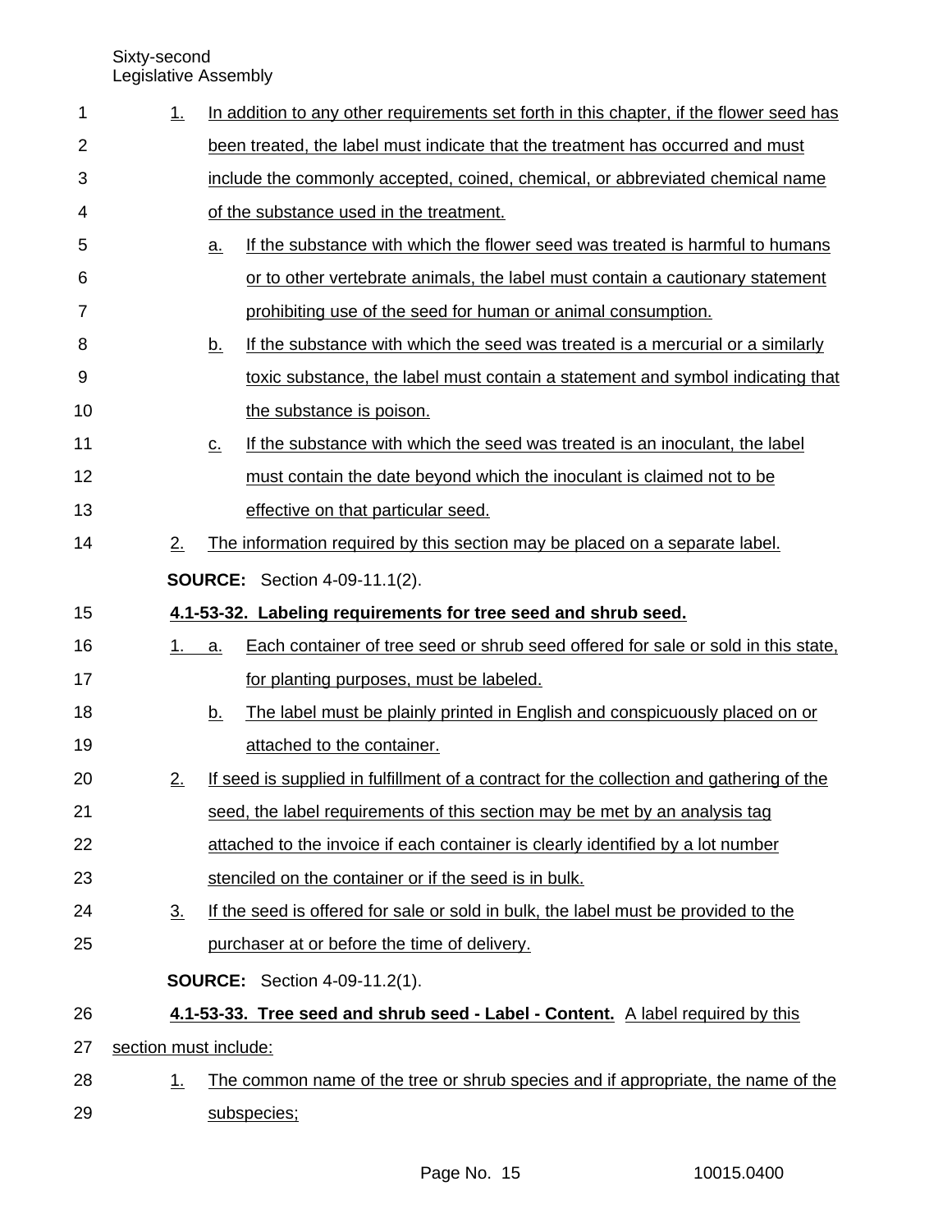1. In addition to any other requirements set forth in this chapter, if the flower seed has been treated, the label must indicate that the treatment has occurred and must include the commonly accepted, coined, chemical, or abbreviated chemical name of the substance used in the treatment.

   a. If the substance with which the flower seed was treated is harmful to humans or to other vertebrate animals, the label must contain a cautionary statement prohibiting use of the seed for human or animal consumption.

   b. If the substance with which the seed was treated is a mercurial or a similarly toxic substance, the label must contain a statement and symbol indicating that the substance is poison.

   c. If the substance with which the seed was treated is an inoculant, the label must contain the date beyond which the inoculant is claimed not to be effective on that particular seed.

2. The information required by this section may be placed on a separate label.

**SOURCE:** Section 4-09-11.1(2).

**4.1-53-32. Labeling requirements for tree seed and shrub seed.**

1. a. Each container of tree seed or shrub seed offered for sale or sold in this state, for planting purposes, must be labeled.

   b. The label must be plainly printed in English and conspicuously placed on or attached to the container.

2. If seed is supplied in fulfillment of a contract for the collection and gathering of the seed, the label requirements of this section may be met by an analysis tag attached to the invoice if each container is clearly identified by a lot number stenciled on the container or if the seed is in bulk.

3. If the seed is offered for sale or sold in bulk, the label must be provided to the purchaser at or before the time of delivery.

**SOURCE:** Section 4-09-11.2(1).

**4.1-53-33. Tree seed and shrub seed - Label - Content.** A label required by this section must include:

1. The common name of the tree or shrub species and if appropriate, the name of the subspecies;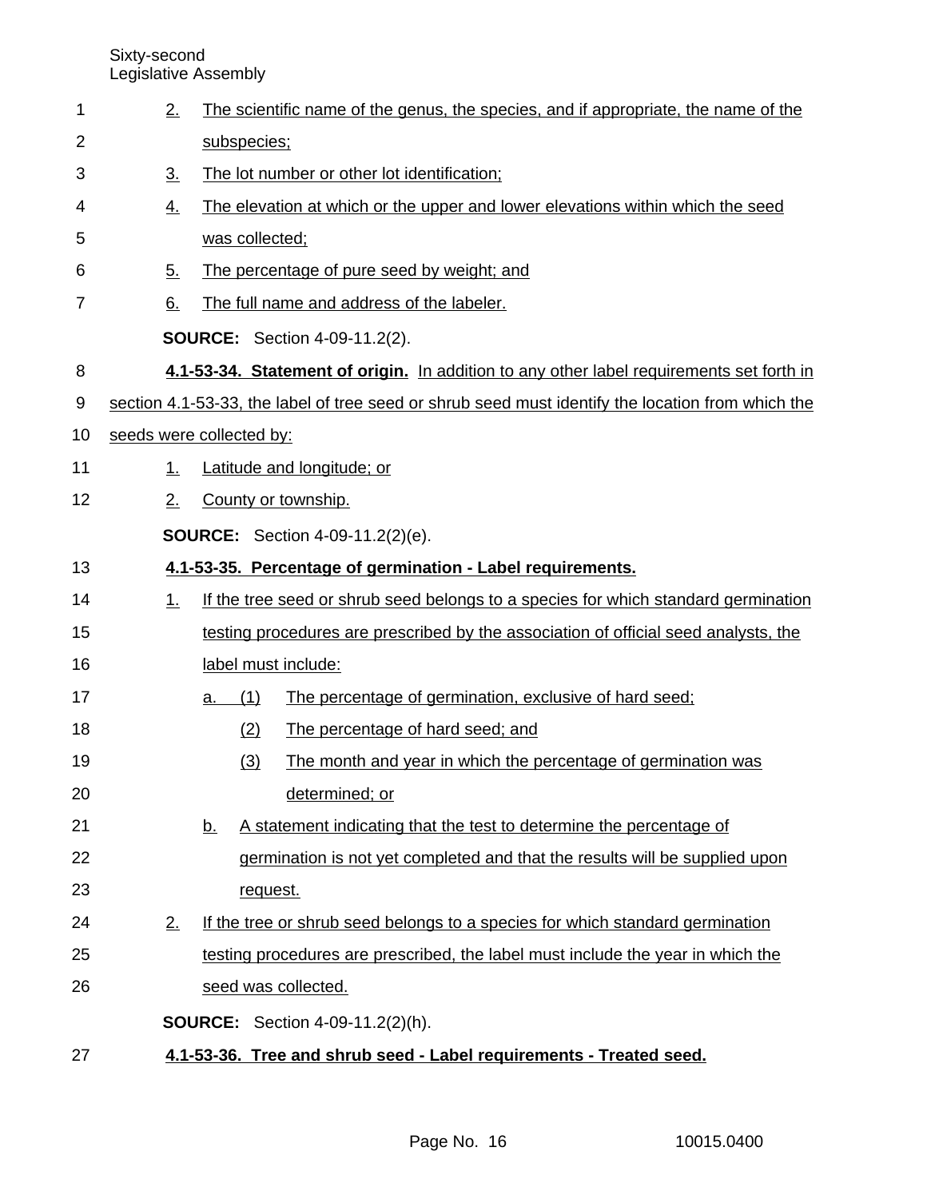2. The scientific name of the genus, the species, and if appropriate, the name of the subspecies;
3. The lot number or other lot identification;
4. The elevation at which or the upper and lower elevations within which the seed was collected;
5. The percentage of pure seed by weight; and
6. The full name and address of the labeler.

**SOURCE:** Section 4-09-11.2(2).

**4.1-53-34. Statement of origin.** In addition to any other label requirements set forth in section 4.1-53-33, the label of tree seed or shrub seed must identify the location from which the seeds were collected by:

1. Latitude and longitude; or
2. County or township.

**SOURCE:** Section 4-09-11.2(2)(e).

**4.1-53-35. Percentage of germination - Label requirements.**

1. If the tree seed or shrub seed belongs to a species for which standard germination testing procedures are prescribed by the association of official seed analysts, the label must include:
   a. (1) The percentage of germination, exclusive of hard seed;
      (2) The percentage of hard seed; and
      (3) The month and year in which the percentage of germination was determined; or
   b. A statement indicating that the test to determine the percentage of germination is not yet completed and that the results will be supplied upon request.
2. If the tree or shrub seed belongs to a species for which standard germination testing procedures are prescribed, the label must include the year in which the seed was collected.

**SOURCE:** Section 4-09-11.2(2)(h).

**4.1-53-36. Tree and shrub seed - Label requirements - Treated seed.**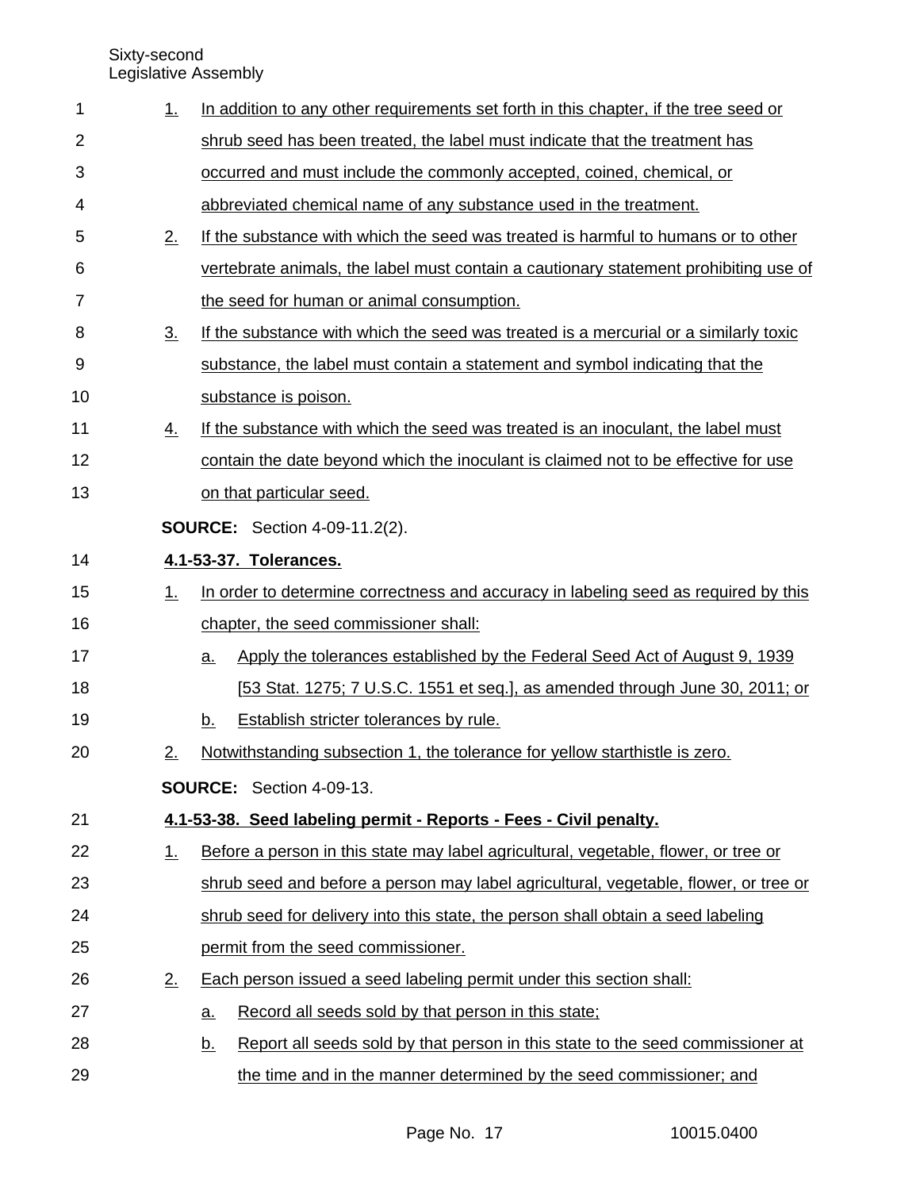1. In addition to any other requirements set forth in this chapter, if the tree seed or shrub seed has been treated, the label must indicate that the treatment has occurred and must include the commonly accepted, coined, chemical, or abbreviated chemical name of any substance used in the treatment.
2. If the substance with which the seed was treated is harmful to humans or to other vertebrate animals, the label must contain a cautionary statement prohibiting use of the seed for human or animal consumption.
3. If the substance with which the seed was treated is a mercurial or a similarly toxic substance, the label must contain a statement and symbol indicating that the substance is poison.
4. If the substance with which the seed was treated is an inoculant, the label must contain the date beyond which the inoculant is claimed not to be effective for use on that particular seed.

**SOURCE:** Section 4-09-11.2(2).

**4.1-53-37. Tolerances.**

1. In order to determine correctness and accuracy in labeling seed as required by this chapter, the seed commissioner shall:
   a. Apply the tolerances established by the Federal Seed Act of August 9, 1939 [53 Stat. 1275; 7 U.S.C. 1551 et seq.], as amended through June 30, 2011; or
   b. Establish stricter tolerances by rule.
2. Notwithstanding subsection 1, the tolerance for yellow starthistle is zero.

**SOURCE:** Section 4-09-13.

**4.1-53-38. Seed labeling permit - Reports - Fees - Civil penalty.**

1. Before a person in this state may label agricultural, vegetable, flower, or tree or shrub seed and before a person may label agricultural, vegetable, flower, or tree or shrub seed for delivery into this state, the person shall obtain a seed labeling permit from the seed commissioner.
2. Each person issued a seed labeling permit under this section shall:
   a. Record all seeds sold by that person in this state;
   b. Report all seeds sold by that person in this state to the seed commissioner at the time and in the manner determined by the seed commissioner; and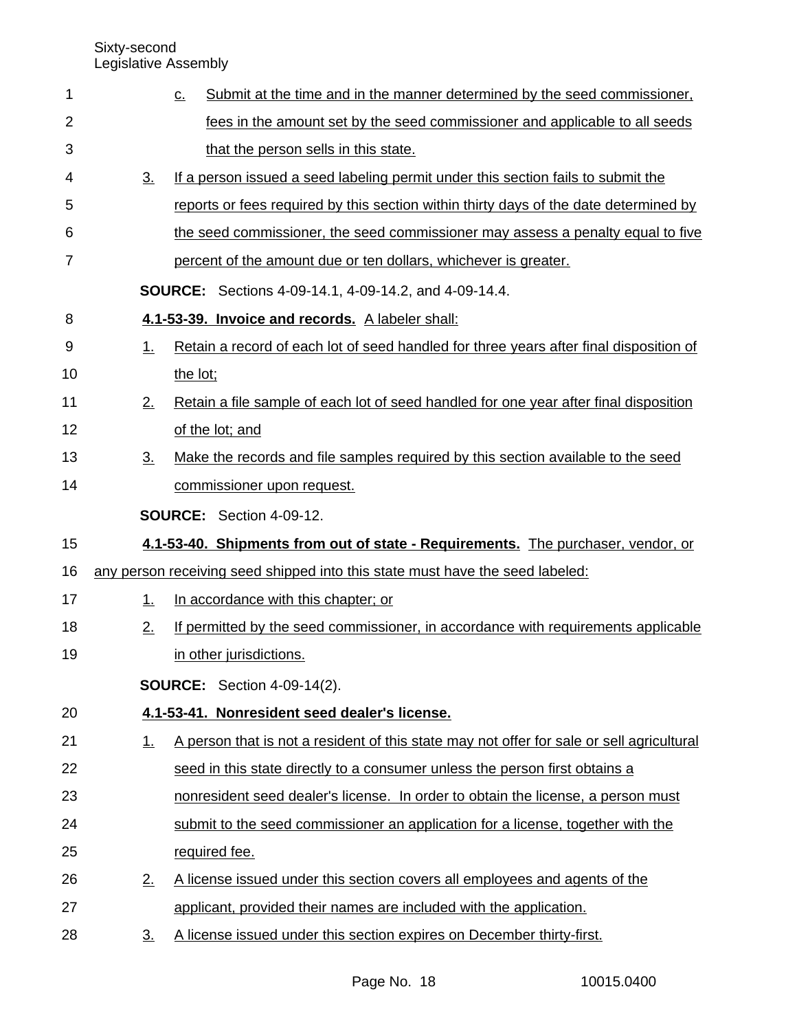c. Submit at the time and in the manner determined by the seed commissioner, fees in the amount set by the seed commissioner and applicable to all seeds that the person sells in this state.

3. If a person issued a seed labeling permit under this section fails to submit the reports or fees required by this section within thirty days of the date determined by the seed commissioner, the seed commissioner may assess a penalty equal to five percent of the amount due or ten dollars, whichever is greater.

**SOURCE:** Sections 4-09-14.1, 4-09-14.2, and 4-09-14.4.

**4.1-53-39. Invoice and records.** A labeler shall:

1. Retain a record of each lot of seed handled for three years after final disposition of the lot;
2. Retain a file sample of each lot of seed handled for one year after final disposition of the lot; and
3. Make the records and file samples required by this section available to the seed commissioner upon request.

**SOURCE:** Section 4-09-12.

**4.1-53-40. Shipments from out of state - Requirements.** The purchaser, vendor, or any person receiving seed shipped into this state must have the seed labeled:

1. In accordance with this chapter; or
2. If permitted by the seed commissioner, in accordance with requirements applicable in other jurisdictions.

**SOURCE:** Section 4-09-14(2).

**4.1-53-41. Nonresident seed dealer's license.**

1. A person that is not a resident of this state may not offer for sale or sell agricultural seed in this state directly to a consumer unless the person first obtains a nonresident seed dealer's license. In order to obtain the license, a person must submit to the seed commissioner an application for a license, together with the required fee.
2. A license issued under this section covers all employees and agents of the applicant, provided their names are included with the application.
3. A license issued under this section expires on December thirty-first.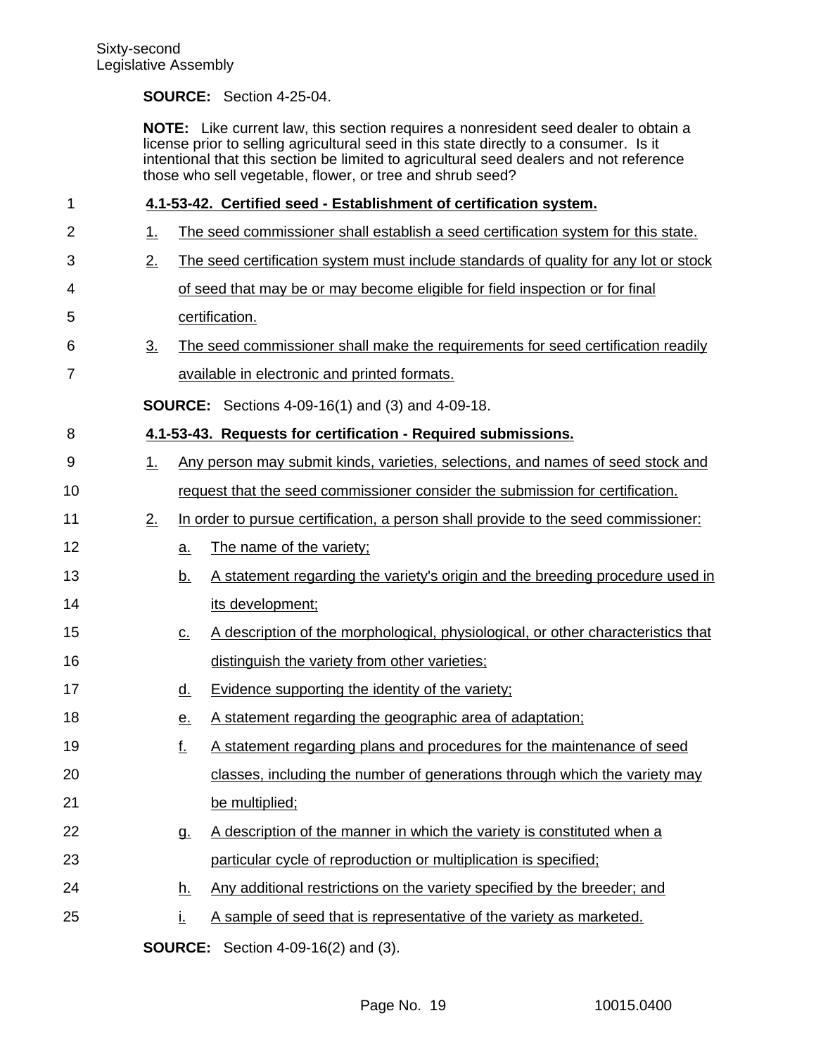**SOURCE:** Section 4-25-04.

**NOTE:** Like current law, this section requires a nonresident seed dealer to obtain a license prior to selling agricultural seed in this state directly to a consumer. Is it intentional that this section be limited to agricultural seed dealers and not reference those who sell vegetable, flower, or tree and shrub seed?

**4.1-53-42. Certified seed - Establishment of certification system.**

1. The seed commissioner shall establish a seed certification system for this state.
2. The seed certification system must include standards of quality for any lot or stock of seed that may be or may become eligible for field inspection or for final certification.
3. The seed commissioner shall make the requirements for seed certification readily available in electronic and printed formats.

**SOURCE:** Sections 4-09-16(1) and (3) and 4-09-18.

**4.1-53-43. Requests for certification - Required submissions.**

1. Any person may submit kinds, varieties, selections, and names of seed stock and request that the seed commissioner consider the submission for certification.
2. In order to pursue certification, a person shall provide to the seed commissioner:
   - a. The name of the variety;
   - b. A statement regarding the variety's origin and the breeding procedure used in its development;
   - c. A description of the morphological, physiological, or other characteristics that distinguish the variety from other varieties;
   - d. Evidence supporting the identity of the variety;
   - e. A statement regarding the geographic area of adaptation;
   - f. A statement regarding plans and procedures for the maintenance of seed classes, including the number of generations through which the variety may be multiplied;
   - g. A description of the manner in which the variety is constituted when a particular cycle of reproduction or multiplication is specified;
   - h. Any additional restrictions on the variety specified by the breeder; and
   - i. A sample of seed that is representative of the variety as marketed.

**SOURCE:** Section 4-09-16(2) and (3).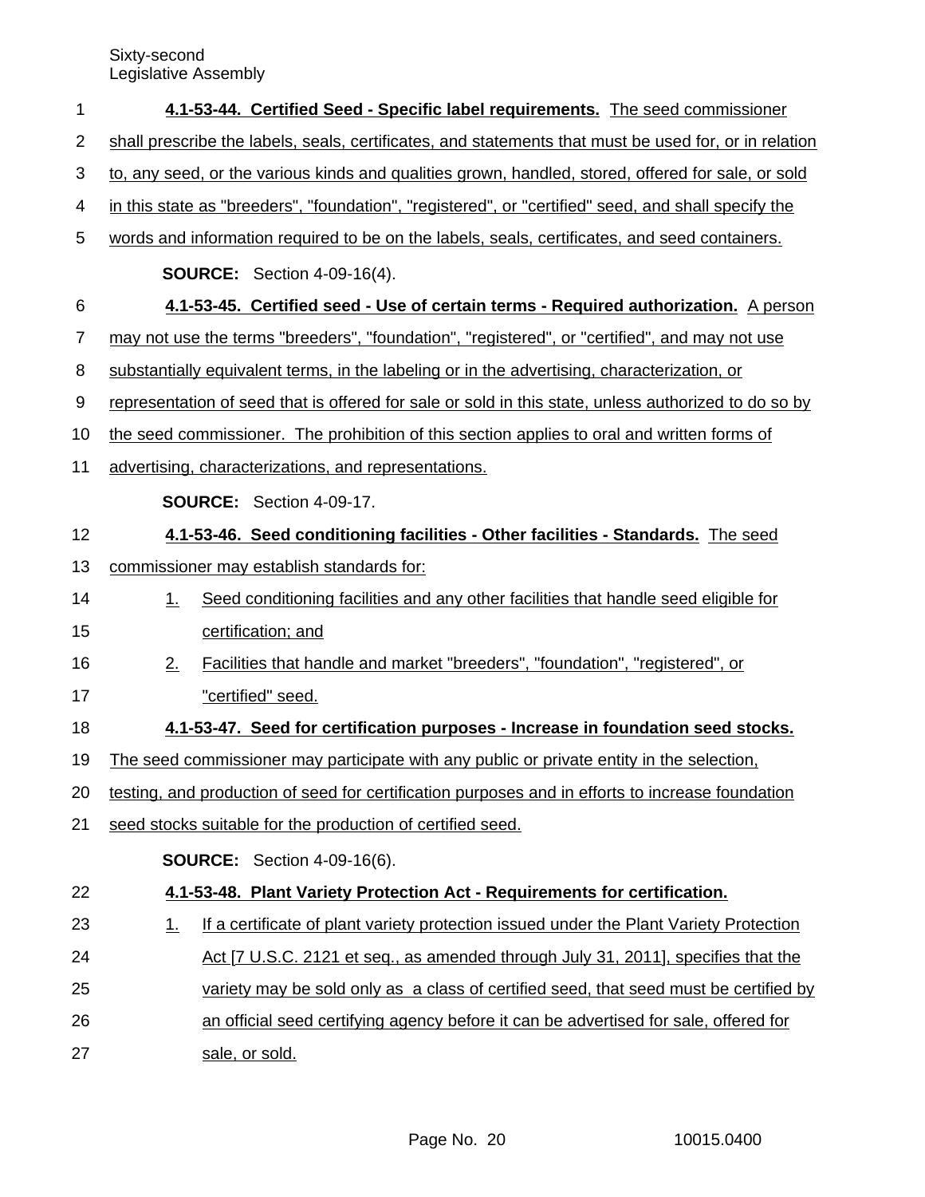**4.1-53-44. Certified Seed - Specific label requirements.** The seed commissioner shall prescribe the labels, seals, certificates, and statements that must be used for, or in relation to, any seed, or the various kinds and qualities grown, handled, stored, offered for sale, or sold in this state as "breeders", "foundation", "registered", or "certified" seed, and shall specify the words and information required to be on the labels, seals, certificates, and seed containers.

**SOURCE:** Section 4-09-16(4).

**4.1-53-45. Certified seed - Use of certain terms - Required authorization.** A person may not use the terms "breeders", "foundation", "registered", or "certified", and may not use substantially equivalent terms, in the labeling or in the advertising, characterization, or representation of seed that is offered for sale or sold in this state, unless authorized to do so by the seed commissioner. The prohibition of this section applies to oral and written forms of advertising, characterizations, and representations.

**SOURCE:** Section 4-09-17.

**4.1-53-46. Seed conditioning facilities - Other facilities - Standards.** The seed commissioner may establish standards for:

1. Seed conditioning facilities and any other facilities that handle seed eligible for certification; and
2. Facilities that handle and market "breeders", "foundation", "registered", or "certified" seed.

**4.1-53-47. Seed for certification purposes - Increase in foundation seed stocks.** The seed commissioner may participate with any public or private entity in the selection, testing, and production of seed for certification purposes and in efforts to increase foundation seed stocks suitable for the production of certified seed.

**SOURCE:** Section 4-09-16(6).

**4.1-53-48. Plant Variety Protection Act - Requirements for certification.**

1. If a certificate of plant variety protection issued under the Plant Variety Protection Act [7 U.S.C. 2121 et seq., as amended through July 31, 2011], specifies that the variety may be sold only as a class of certified seed, that seed must be certified by an official seed certifying agency before it can be advertised for sale, offered for sale, or sold.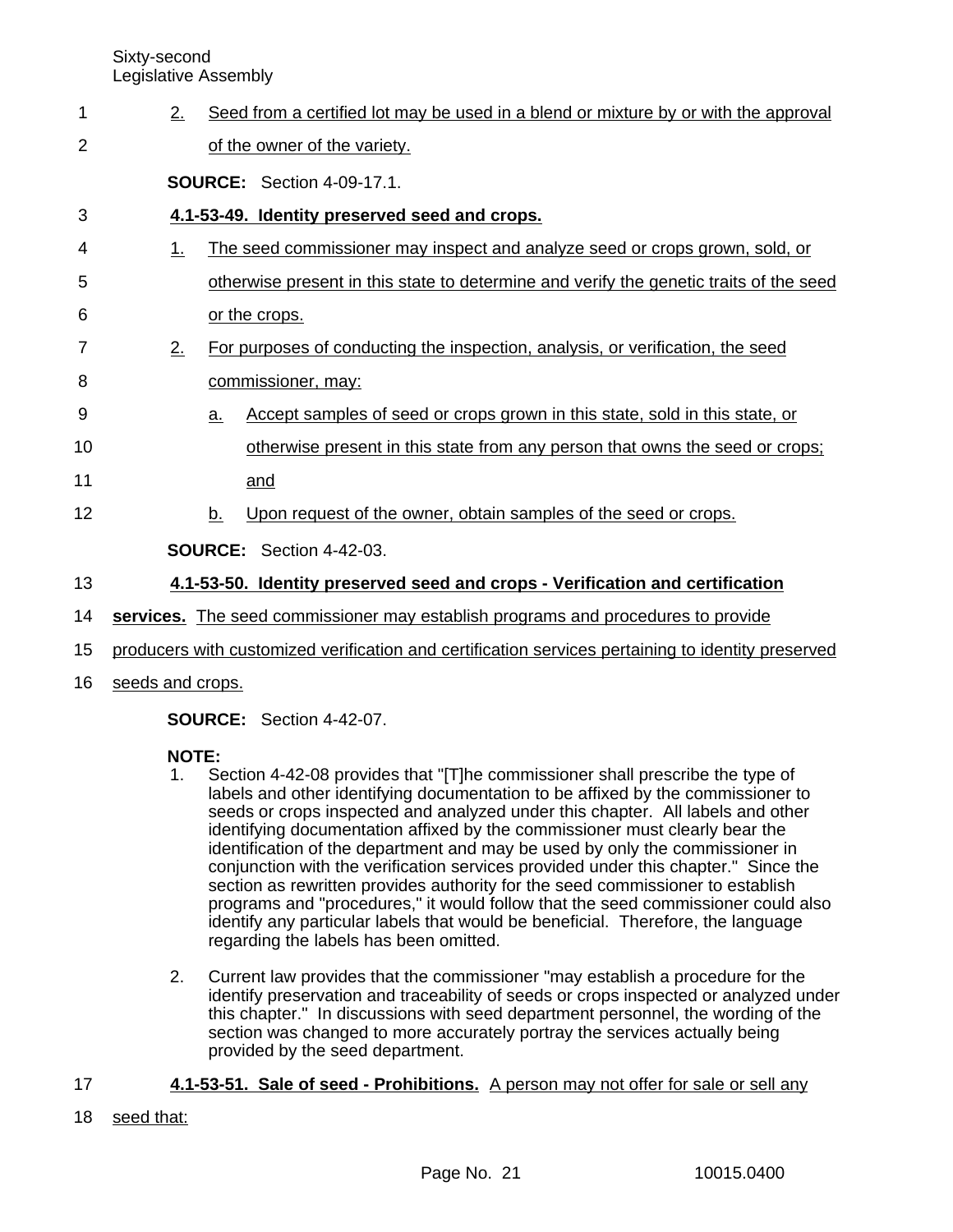2. Seed from a certified lot may be used in a blend or mixture by or with the approval of the owner of the variety.

**SOURCE:** Section 4-09-17.1.

**4.1-53-49. Identity preserved seed and crops.**

1. The seed commissioner may inspect and analyze seed or crops grown, sold, or otherwise present in this state to determine and verify the genetic traits of the seed or the crops.
2. For purposes of conducting the inspection, analysis, or verification, the seed commissioner, may:
   a. Accept samples of seed or crops grown in this state, sold in this state, or otherwise present in this state from any person that owns the seed or crops; and
   b. Upon request of the owner, obtain samples of the seed or crops.

**SOURCE:** Section 4-42-03.

**4.1-53-50. Identity preserved seed and crops - Verification and certification services.** The seed commissioner may establish programs and procedures to provide producers with customized verification and certification services pertaining to identity preserved seeds and crops.

**SOURCE:** Section 4-42-07.

**NOTE:**

1. Section 4-42-08 provides that "[T]he commissioner shall prescribe the type of labels and other identifying documentation to be affixed by the commissioner to seeds or crops inspected and analyzed under this chapter. All labels and other identifying documentation affixed by the commissioner must clearly bear the identification of the department and may be used by only the commissioner in conjunction with the verification services provided under this chapter." Since the section as rewritten provides authority for the seed commissioner to establish programs and "procedures," it would follow that the seed commissioner could also identify any particular labels that would be beneficial. Therefore, the language regarding the labels has been omitted.

2. Current law provides that the commissioner "may establish a procedure for the identify preservation and traceability of seeds or crops inspected or analyzed under this chapter." In discussions with seed department personnel, the wording of the section was changed to more accurately portray the services actually being provided by the seed department.

**4.1-53-51. Sale of seed - Prohibitions.** A person may not offer for sale or sell any seed that: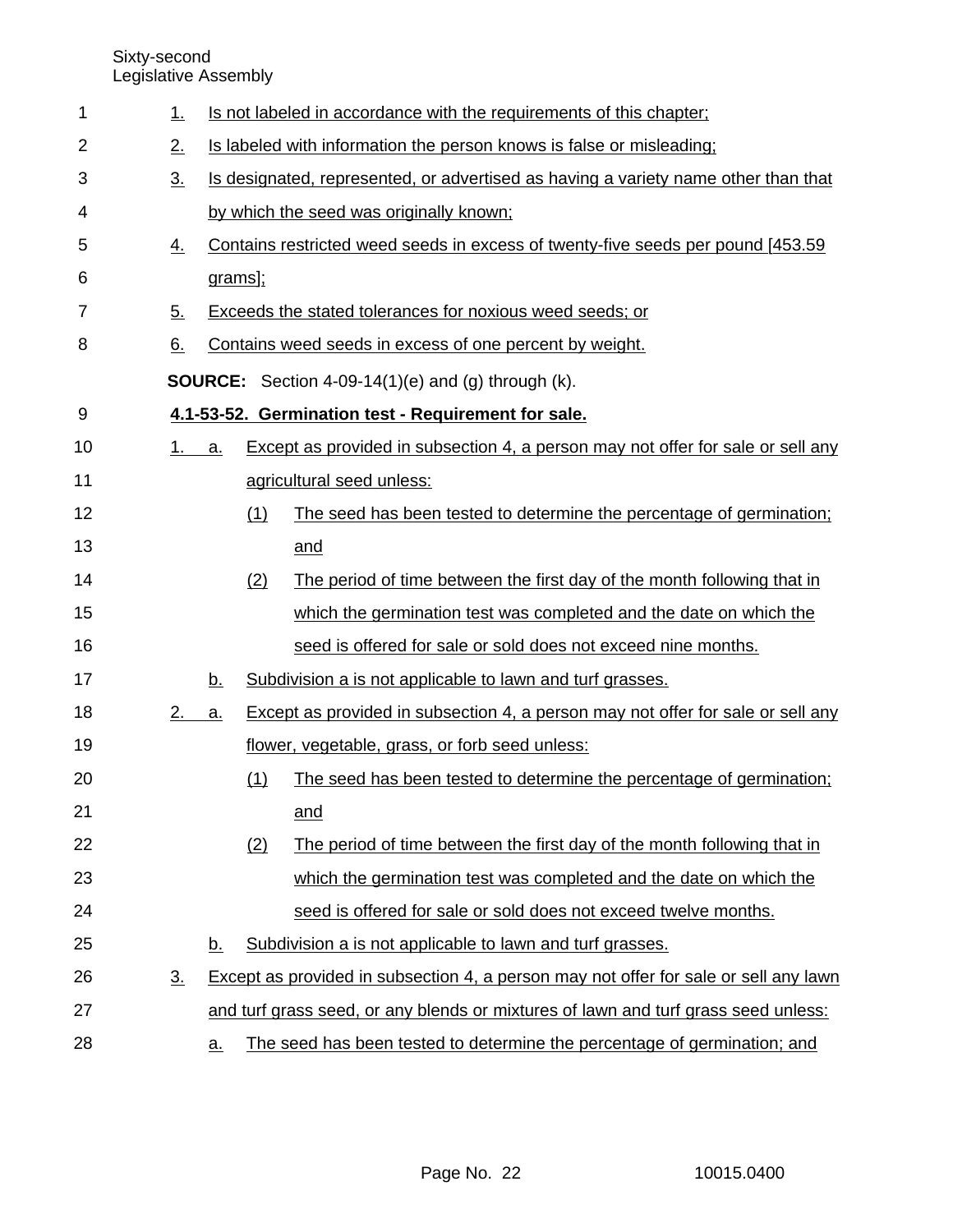1. Is not labeled in accordance with the requirements of this chapter;
2. Is labeled with information the person knows is false or misleading;
3. Is designated, represented, or advertised as having a variety name other than that by which the seed was originally known;
4. Contains restricted weed seeds in excess of twenty-five seeds per pound [453.59 grams];
5. Exceeds the stated tolerances for noxious weed seeds; or
6. Contains weed seeds in excess of one percent by weight.

**SOURCE:** Section 4-09-14(1)(e) and (g) through (k).

**4.1-53-52. Germination test - Requirement for sale.**

1. a. Except as provided in subsection 4, a person may not offer for sale or sell any agricultural seed unless:
   - (1) The seed has been tested to determine the percentage of germination; and
   - (2) The period of time between the first day of the month following that in which the germination test was completed and the date on which the seed is offered for sale or sold does not exceed nine months.

   b. Subdivision a is not applicable to lawn and turf grasses.

2. a. Except as provided in subsection 4, a person may not offer for sale or sell any flower, vegetable, grass, or forb seed unless:
   - (1) The seed has been tested to determine the percentage of germination; and
   - (2) The period of time between the first day of the month following that in which the germination test was completed and the date on which the seed is offered for sale or sold does not exceed twelve months.

   b. Subdivision a is not applicable to lawn and turf grasses.

3. Except as provided in subsection 4, a person may not offer for sale or sell any lawn and turf grass seed, or any blends or mixtures of lawn and turf grass seed unless:

   a. The seed has been tested to determine the percentage of germination; and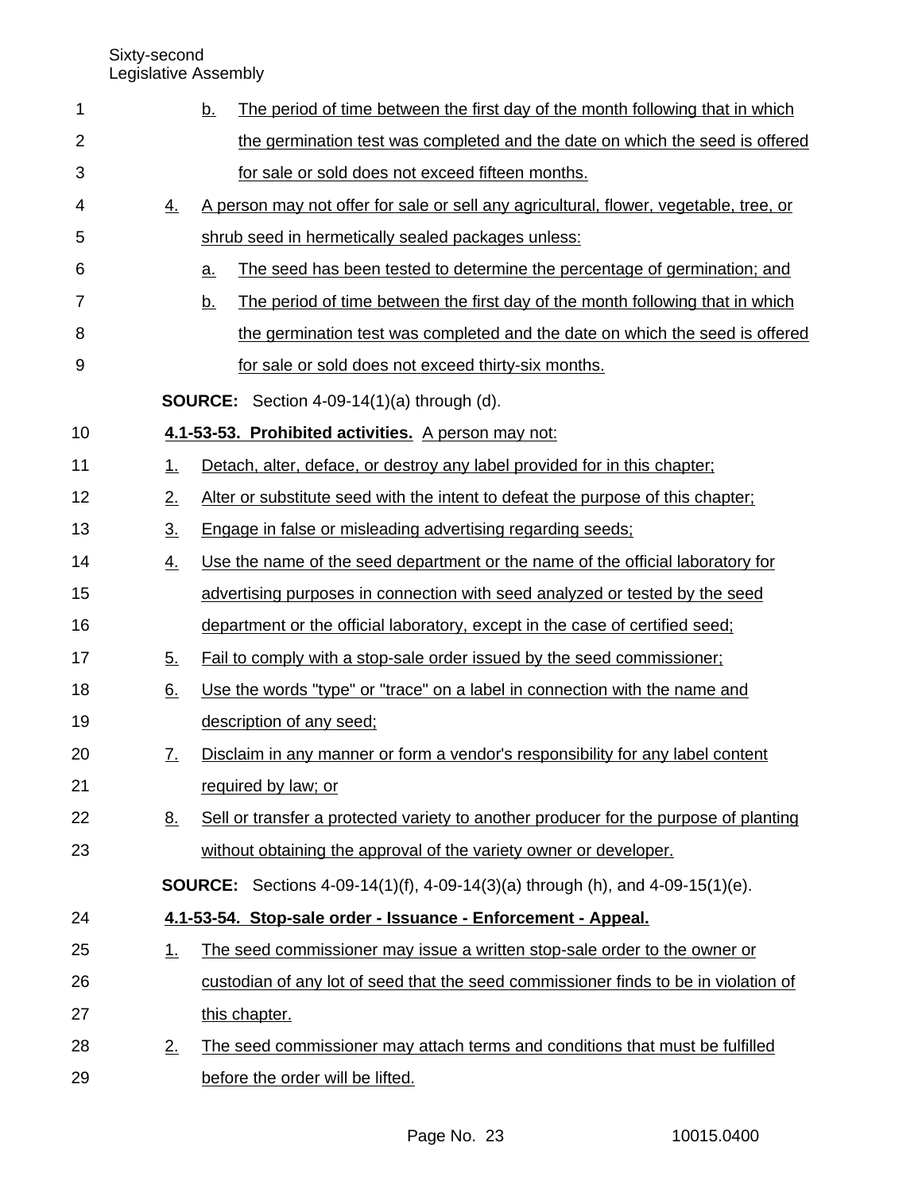b. The period of time between the first day of the month following that in which the germination test was completed and the date on which the seed is offered for sale or sold does not exceed fifteen months.

4. A person may not offer for sale or sell any agricultural, flower, vegetable, tree, or shrub seed in hermetically sealed packages unless:

   a. The seed has been tested to determine the percentage of germination; and

   b. The period of time between the first day of the month following that in which the germination test was completed and the date on which the seed is offered for sale or sold does not exceed thirty-six months.

**SOURCE:** Section 4-09-14(1)(a) through (d).

**4.1-53-53. Prohibited activities.** A person may not:

1. Detach, alter, deface, or destroy any label provided for in this chapter;
2. Alter or substitute seed with the intent to defeat the purpose of this chapter;
3. Engage in false or misleading advertising regarding seeds;
4. Use the name of the seed department or the name of the official laboratory for advertising purposes in connection with seed analyzed or tested by the seed department or the official laboratory, except in the case of certified seed;
5. Fail to comply with a stop-sale order issued by the seed commissioner;
6. Use the words "type" or "trace" on a label in connection with the name and description of any seed;
7. Disclaim in any manner or form a vendor's responsibility for any label content required by law; or
8. Sell or transfer a protected variety to another producer for the purpose of planting without obtaining the approval of the variety owner or developer.

**SOURCE:** Sections 4-09-14(1)(f), 4-09-14(3)(a) through (h), and 4-09-15(1)(e).

**4.1-53-54. Stop-sale order - Issuance - Enforcement - Appeal.**

1. The seed commissioner may issue a written stop-sale order to the owner or custodian of any lot of seed that the seed commissioner finds to be in violation of this chapter.
2. The seed commissioner may attach terms and conditions that must be fulfilled before the order will be lifted.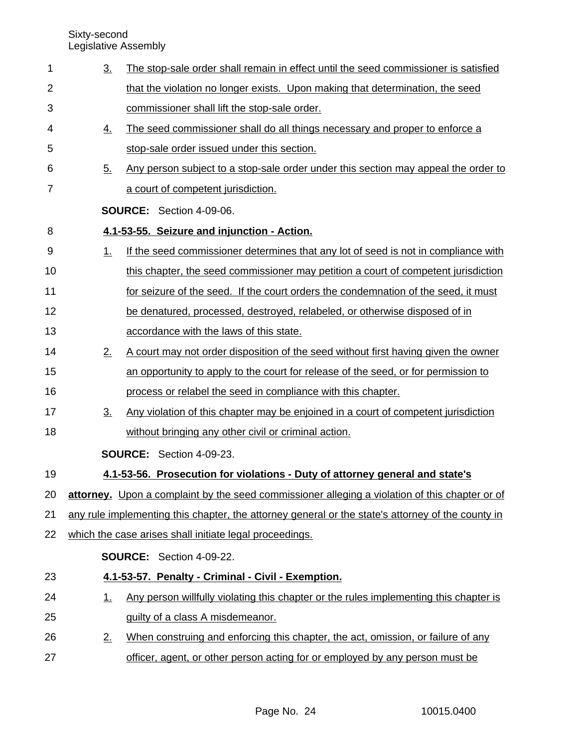3. The stop-sale order shall remain in effect until the seed commissioner is satisfied that the violation no longer exists. Upon making that determination, the seed commissioner shall lift the stop-sale order.

4. The seed commissioner shall do all things necessary and proper to enforce a stop-sale order issued under this section.

5. Any person subject to a stop-sale order under this section may appeal the order to a court of competent jurisdiction.

**SOURCE:** Section 4-09-06.

**4.1-53-55. Seizure and injunction - Action.**

1. If the seed commissioner determines that any lot of seed is not in compliance with this chapter, the seed commissioner may petition a court of competent jurisdiction for seizure of the seed. If the court orders the condemnation of the seed, it must be denatured, processed, destroyed, relabeled, or otherwise disposed of in accordance with the laws of this state.

2. A court may not order disposition of the seed without first having given the owner an opportunity to apply to the court for release of the seed, or for permission to process or relabel the seed in compliance with this chapter.

3. Any violation of this chapter may be enjoined in a court of competent jurisdiction without bringing any other civil or criminal action.

**SOURCE:** Section 4-09-23.

**4.1-53-56. Prosecution for violations - Duty of attorney general and state's attorney.** Upon a complaint by the seed commissioner alleging a violation of this chapter or of any rule implementing this chapter, the attorney general or the state's attorney of the county in which the case arises shall initiate legal proceedings.

**SOURCE:** Section 4-09-22.

**4.1-53-57. Penalty - Criminal - Civil - Exemption.**

1. Any person willfully violating this chapter or the rules implementing this chapter is guilty of a class A misdemeanor.

2. When construing and enforcing this chapter, the act, omission, or failure of any officer, agent, or other person acting for or employed by any person must be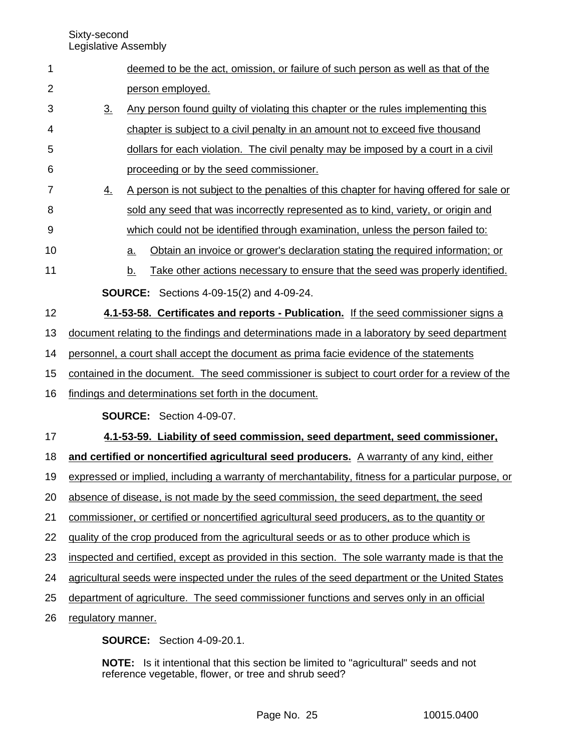deemed to be the act, omission, or failure of such person as well as that of the person employed.

3. Any person found guilty of violating this chapter or the rules implementing this chapter is subject to a civil penalty in an amount not to exceed five thousand dollars for each violation. The civil penalty may be imposed by a court in a civil proceeding or by the seed commissioner.

4. A person is not subject to the penalties of this chapter for having offered for sale or sold any seed that was incorrectly represented as to kind, variety, or origin and which could not be identified through examination, unless the person failed to:

   a. Obtain an invoice or grower's declaration stating the required information; or

   b. Take other actions necessary to ensure that the seed was properly identified.

**SOURCE:** Sections 4-09-15(2) and 4-09-24.

**4.1-53-58. Certificates and reports - Publication.** If the seed commissioner signs a document relating to the findings and determinations made in a laboratory by seed department personnel, a court shall accept the document as prima facie evidence of the statements contained in the document. The seed commissioner is subject to court order for a review of the findings and determinations set forth in the document.

**SOURCE:** Section 4-09-07.

**4.1-53-59. Liability of seed commission, seed department, seed commissioner, and certified or noncertified agricultural seed producers.** A warranty of any kind, either expressed or implied, including a warranty of merchantability, fitness for a particular purpose, or absence of disease, is not made by the seed commission, the seed department, the seed commissioner, or certified or noncertified agricultural seed producers, as to the quantity or quality of the crop produced from the agricultural seeds or as to other produce which is inspected and certified, except as provided in this section. The sole warranty made is that the agricultural seeds were inspected under the rules of the seed department or the United States department of agriculture. The seed commissioner functions and serves only in an official regulatory manner.

**SOURCE:** Section 4-09-20.1.

**NOTE:** Is it intentional that this section be limited to "agricultural" seeds and not reference vegetable, flower, or tree and shrub seed?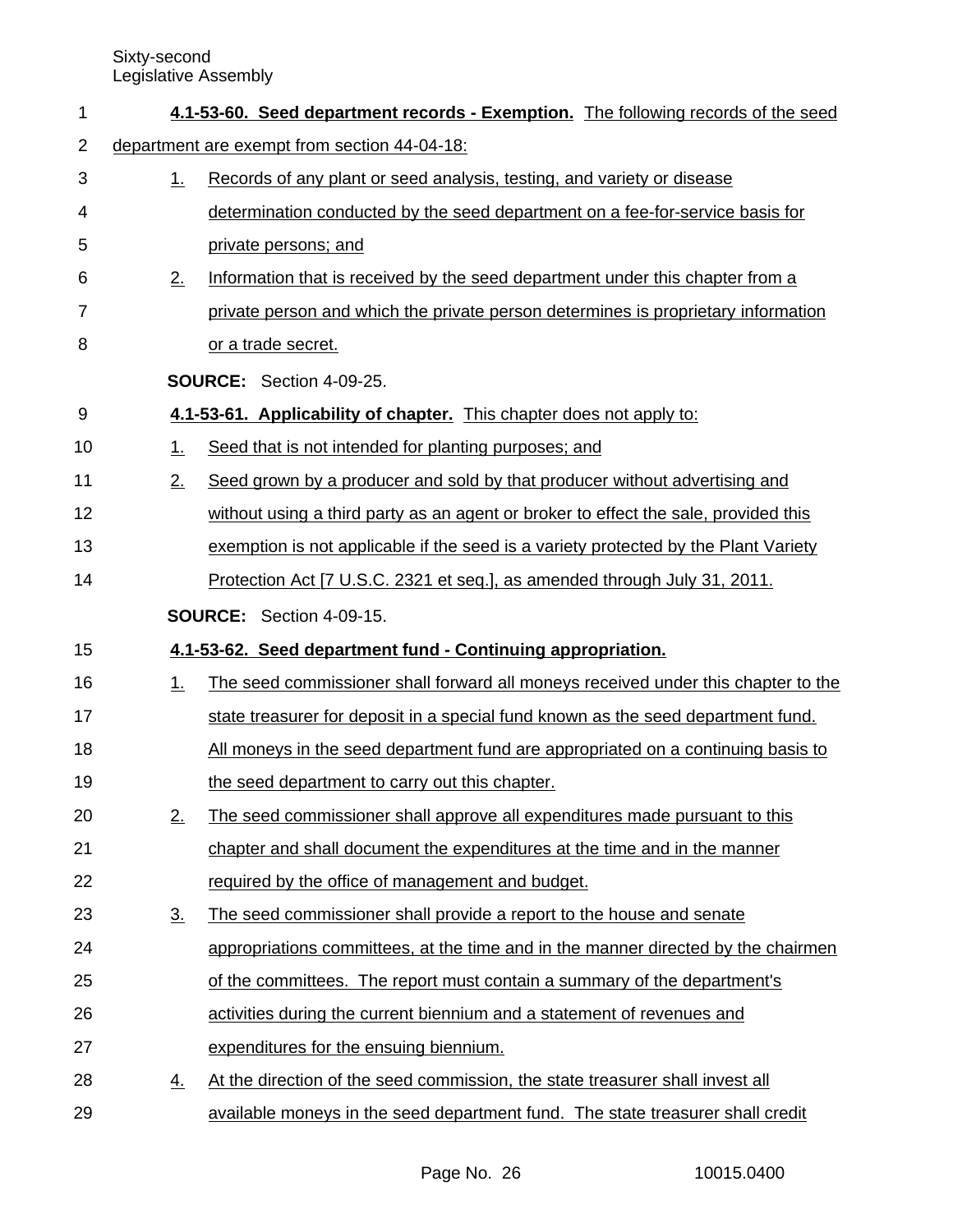**4.1-53-60. Seed department records - Exemption.** The following records of the seed department are exempt from section 44-04-18:

1. Records of any plant or seed analysis, testing, and variety or disease determination conducted by the seed department on a fee-for-service basis for private persons; and
2. Information that is received by the seed department under this chapter from a private person and which the private person determines is proprietary information or a trade secret.

**SOURCE:** Section 4-09-25.

**4.1-53-61. Applicability of chapter.** This chapter does not apply to:

1. Seed that is not intended for planting purposes; and
2. Seed grown by a producer and sold by that producer without advertising and without using a third party as an agent or broker to effect the sale, provided this exemption is not applicable if the seed is a variety protected by the Plant Variety Protection Act [7 U.S.C. 2321 et seq.], as amended through July 31, 2011.

**SOURCE:** Section 4-09-15.

**4.1-53-62. Seed department fund - Continuing appropriation.**

1. The seed commissioner shall forward all moneys received under this chapter to the state treasurer for deposit in a special fund known as the seed department fund. All moneys in the seed department fund are appropriated on a continuing basis to the seed department to carry out this chapter.
2. The seed commissioner shall approve all expenditures made pursuant to this chapter and shall document the expenditures at the time and in the manner required by the office of management and budget.
3. The seed commissioner shall provide a report to the house and senate appropriations committees, at the time and in the manner directed by the chairmen of the committees. The report must contain a summary of the department's activities during the current biennium and a statement of revenues and expenditures for the ensuing biennium.
4. At the direction of the seed commission, the state treasurer shall invest all available moneys in the seed department fund. The state treasurer shall credit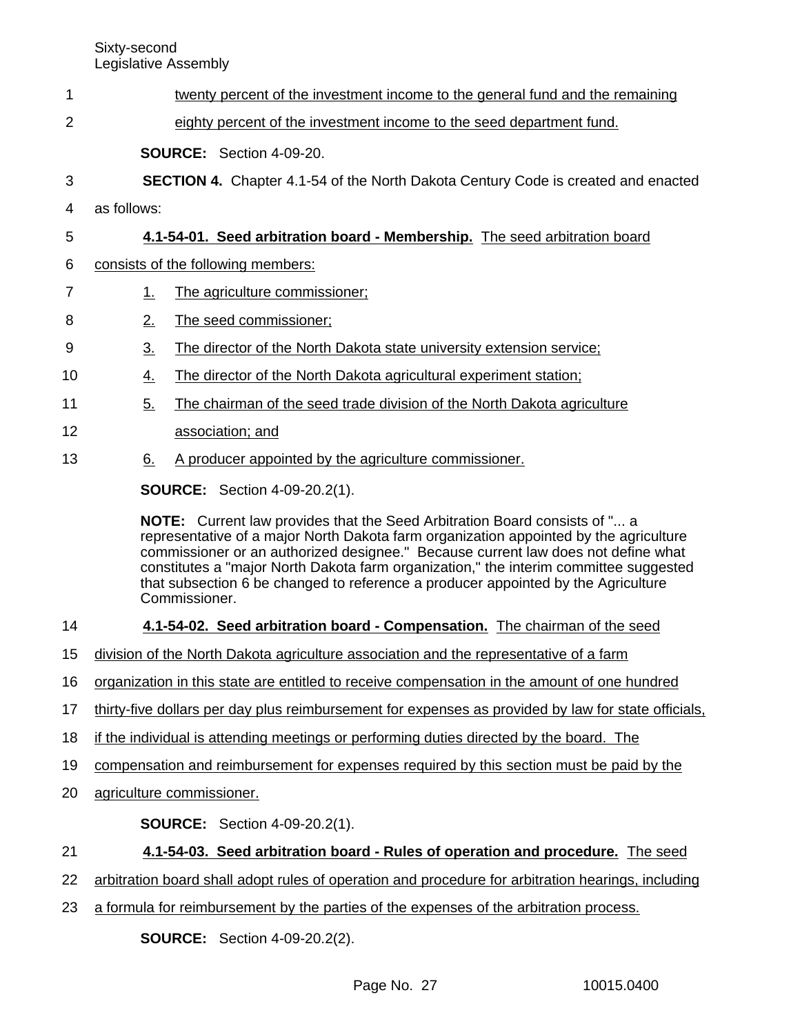twenty percent of the investment income to the general fund and the remaining eighty percent of the investment income to the seed department fund.

**SOURCE:** Section 4-09-20.

**SECTION 4.** Chapter 4.1-54 of the North Dakota Century Code is created and enacted as follows:

**4.1-54-01. Seed arbitration board - Membership.** The seed arbitration board consists of the following members:

1. The agriculture commissioner;
2. The seed commissioner;
3. The director of the North Dakota state university extension service;
4. The director of the North Dakota agricultural experiment station;
5. The chairman of the seed trade division of the North Dakota agriculture association; and
6. A producer appointed by the agriculture commissioner.

**SOURCE:** Section 4-09-20.2(1).

**NOTE:** Current law provides that the Seed Arbitration Board consists of "... a representative of a major North Dakota farm organization appointed by the agriculture commissioner or an authorized designee." Because current law does not define what constitutes a "major North Dakota farm organization," the interim committee suggested that subsection 6 be changed to reference a producer appointed by the Agriculture Commissioner.

**4.1-54-02. Seed arbitration board - Compensation.** The chairman of the seed division of the North Dakota agriculture association and the representative of a farm organization in this state are entitled to receive compensation in the amount of one hundred thirty-five dollars per day plus reimbursement for expenses as provided by law for state officials, if the individual is attending meetings or performing duties directed by the board. The compensation and reimbursement for expenses required by this section must be paid by the agriculture commissioner.

**SOURCE:** Section 4-09-20.2(1).

**4.1-54-03. Seed arbitration board - Rules of operation and procedure.** The seed arbitration board shall adopt rules of operation and procedure for arbitration hearings, including a formula for reimbursement by the parties of the expenses of the arbitration process.

**SOURCE:** Section 4-09-20.2(2).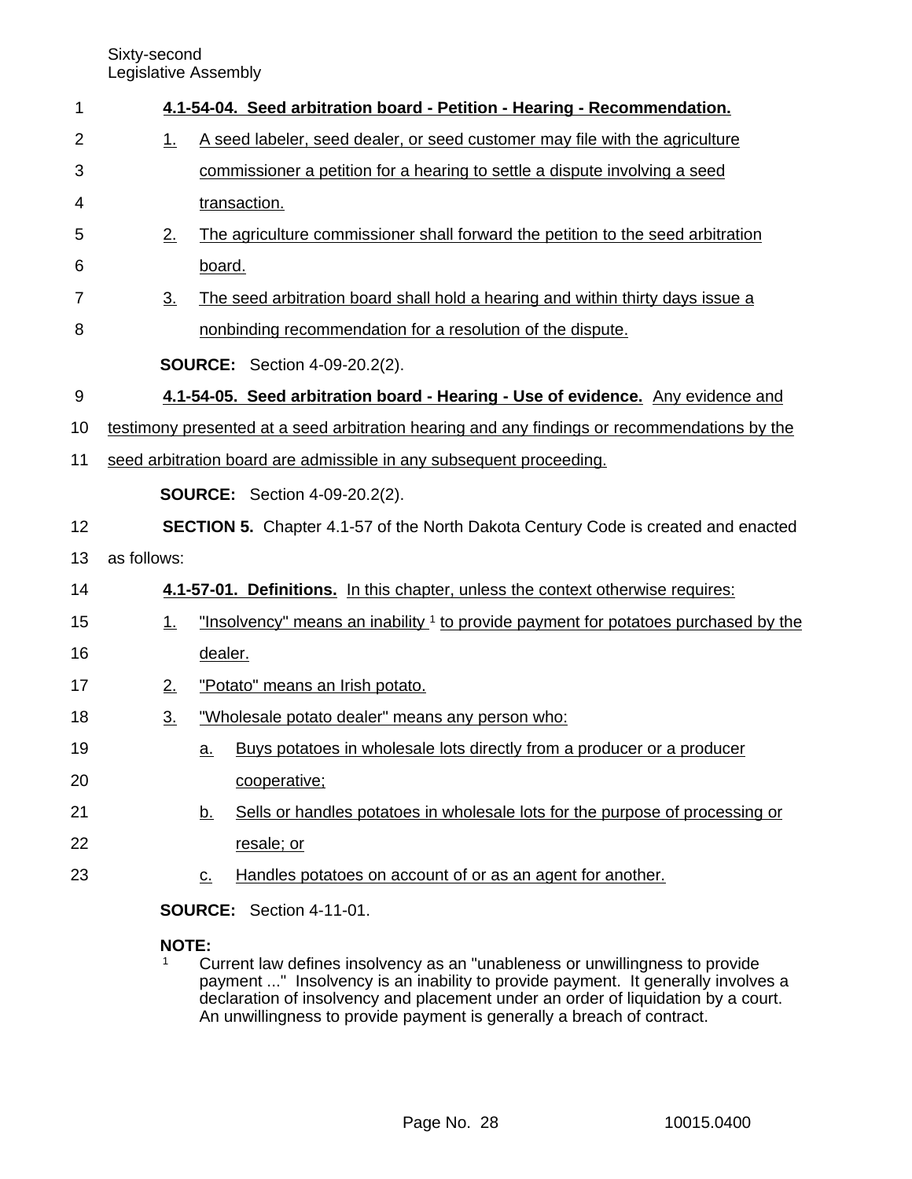**4.1-54-04. Seed arbitration board - Petition - Hearing - Recommendation.**

1. A seed labeler, seed dealer, or seed customer may file with the agriculture commissioner a petition for a hearing to settle a dispute involving a seed transaction.
2. The agriculture commissioner shall forward the petition to the seed arbitration board.
3. The seed arbitration board shall hold a hearing and within thirty days issue a nonbinding recommendation for a resolution of the dispute.

**SOURCE:** Section 4-09-20.2(2).

**4.1-54-05. Seed arbitration board - Hearing - Use of evidence.** Any evidence and testimony presented at a seed arbitration hearing and any findings or recommendations by the seed arbitration board are admissible in any subsequent proceeding.

**SOURCE:** Section 4-09-20.2(2).

**SECTION 5.** Chapter 4.1-57 of the North Dakota Century Code is created and enacted as follows:

**4.1-57-01. Definitions.** In this chapter, unless the context otherwise requires:

1. "Insolvency" means an inability [1] to provide payment for potatoes purchased by the dealer.
2. "Potato" means an Irish potato.
3. "Wholesale potato dealer" means any person who:
   a. Buys potatoes in wholesale lots directly from a producer or a producer cooperative;
   b. Sells or handles potatoes in wholesale lots for the purpose of processing or resale; or
   c. Handles potatoes on account of or as an agent for another.

**SOURCE:** Section 4-11-01.

**NOTE:**

[1] Current law defines insolvency as an "unableness or unwillingness to provide payment ..." Insolvency is an inability to provide payment. It generally involves a declaration of insolvency and placement under an order of liquidation by a court. An unwillingness to provide payment is generally a breach of contract.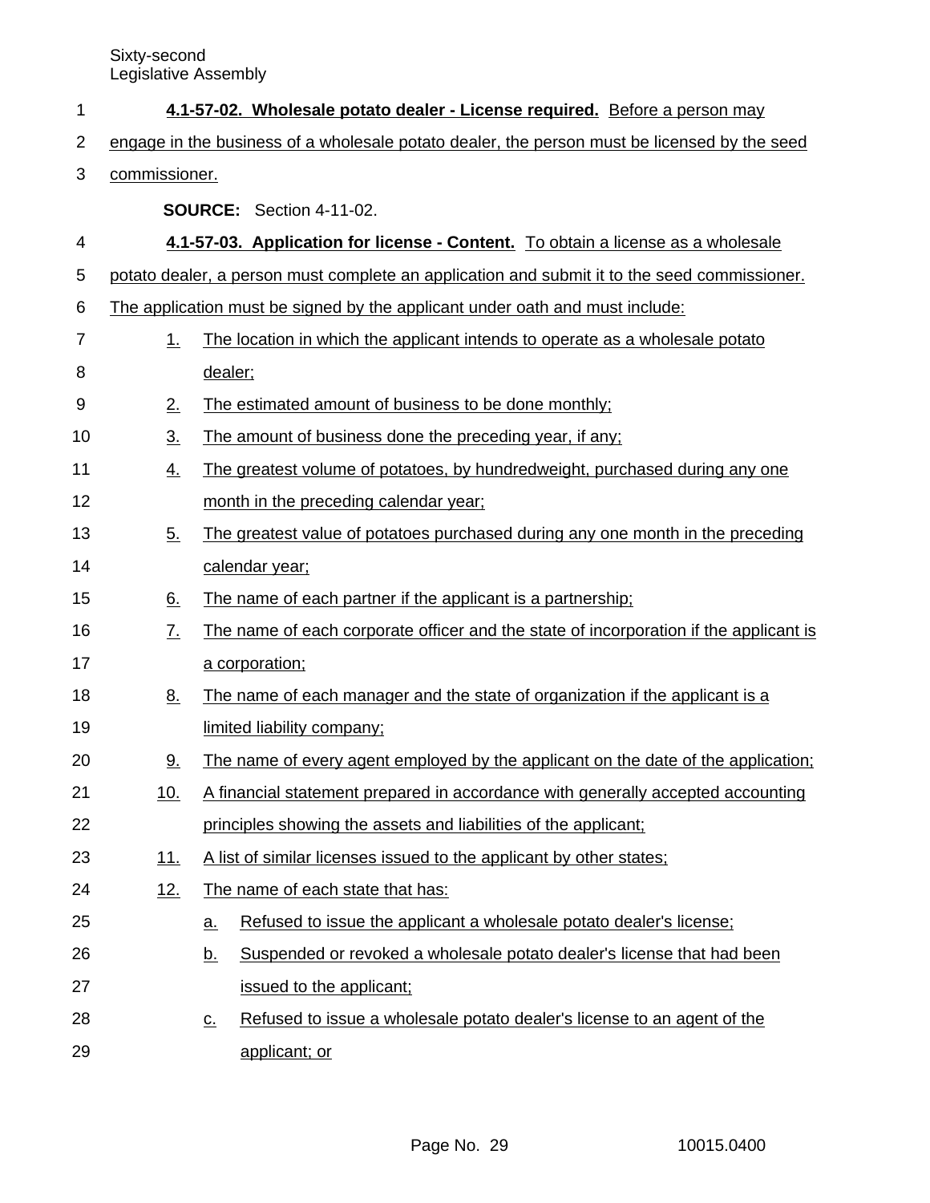**4.1-57-02. Wholesale potato dealer - License required.** Before a person may engage in the business of a wholesale potato dealer, the person must be licensed by the seed commissioner.

**SOURCE:** Section 4-11-02.

**4.1-57-03. Application for license - Content.** To obtain a license as a wholesale potato dealer, a person must complete an application and submit it to the seed commissioner. The application must be signed by the applicant under oath and must include:

1. The location in which the applicant intends to operate as a wholesale potato dealer;
2. The estimated amount of business to be done monthly;
3. The amount of business done the preceding year, if any;
4. The greatest volume of potatoes, by hundredweight, purchased during any one month in the preceding calendar year;
5. The greatest value of potatoes purchased during any one month in the preceding calendar year;
6. The name of each partner if the applicant is a partnership;
7. The name of each corporate officer and the state of incorporation if the applicant is a corporation;
8. The name of each manager and the state of organization if the applicant is a limited liability company;
9. The name of every agent employed by the applicant on the date of the application;
10. A financial statement prepared in accordance with generally accepted accounting principles showing the assets and liabilities of the applicant;
11. A list of similar licenses issued to the applicant by other states;
12. The name of each state that has:
    a. Refused to issue the applicant a wholesale potato dealer's license;
    b. Suspended or revoked a wholesale potato dealer's license that had been issued to the applicant;
    c. Refused to issue a wholesale potato dealer's license to an agent of the applicant; or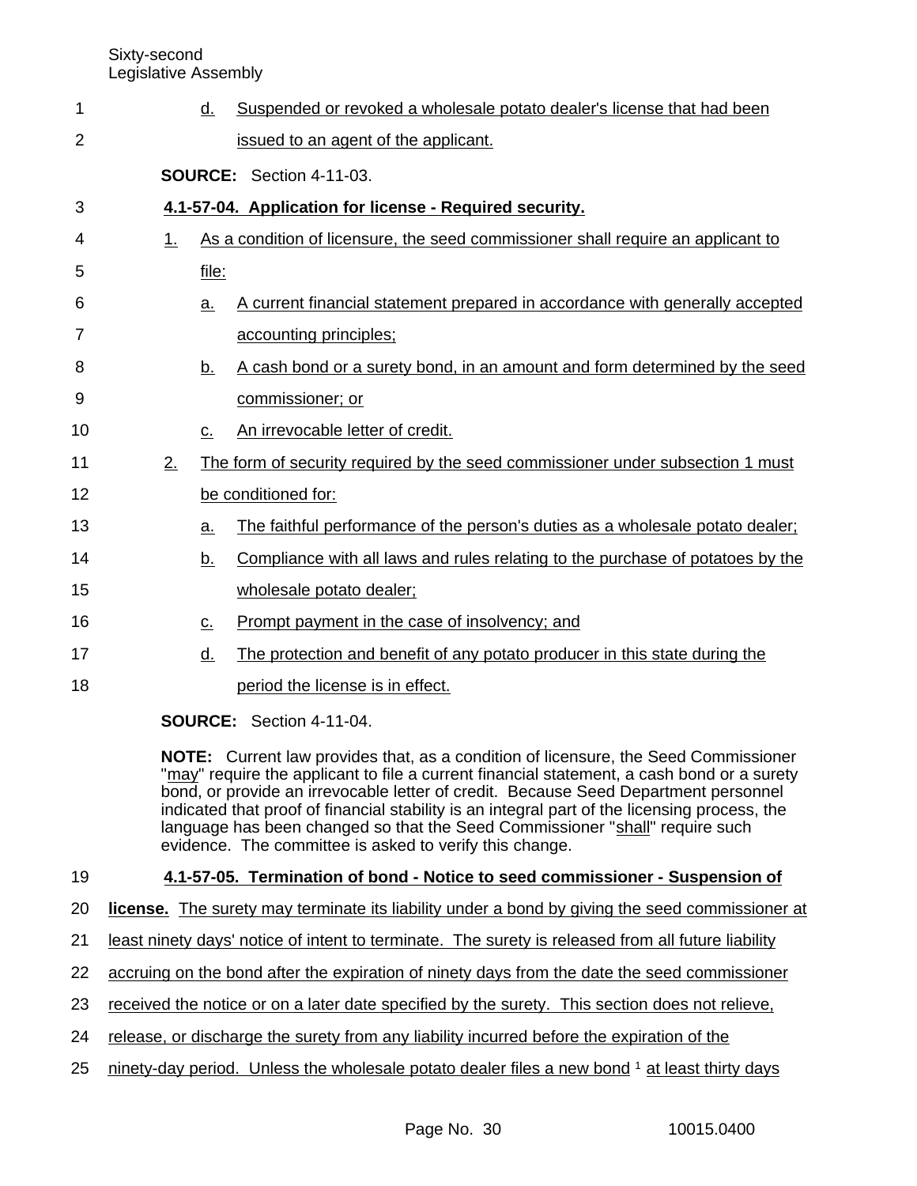d. Suspended or revoked a wholesale potato dealer's license that had been issued to an agent of the applicant.

**SOURCE:** Section 4-11-03.

**4.1-57-04. Application for license - Required security.**

1. As a condition of licensure, the seed commissioner shall require an applicant to file:
   a. A current financial statement prepared in accordance with generally accepted accounting principles;
   b. A cash bond or a surety bond, in an amount and form determined by the seed commissioner; or
   c. An irrevocable letter of credit.
2. The form of security required by the seed commissioner under subsection 1 must be conditioned for:
   a. The faithful performance of the person's duties as a wholesale potato dealer;
   b. Compliance with all laws and rules relating to the purchase of potatoes by the wholesale potato dealer;
   c. Prompt payment in the case of insolvency; and
   d. The protection and benefit of any potato producer in this state during the period the license is in effect.

**SOURCE:** Section 4-11-04.

**NOTE:** Current law provides that, as a condition of licensure, the Seed Commissioner "may" require the applicant to file a current financial statement, a cash bond or a surety bond, or provide an irrevocable letter of credit. Because Seed Department personnel indicated that proof of financial stability is an integral part of the licensing process, the language has been changed so that the Seed Commissioner "shall" require such evidence. The committee is asked to verify this change.

**4.1-57-05. Termination of bond - Notice to seed commissioner - Suspension of license.** The surety may terminate its liability under a bond by giving the seed commissioner at least ninety days' notice of intent to terminate. The surety is released from all future liability accruing on the bond after the expiration of ninety days from the date the seed commissioner received the notice or on a later date specified by the surety. This section does not relieve, release, or discharge the surety from any liability incurred before the expiration of the ninety-day period. Unless the wholesale potato dealer files a new bond [1] at least thirty days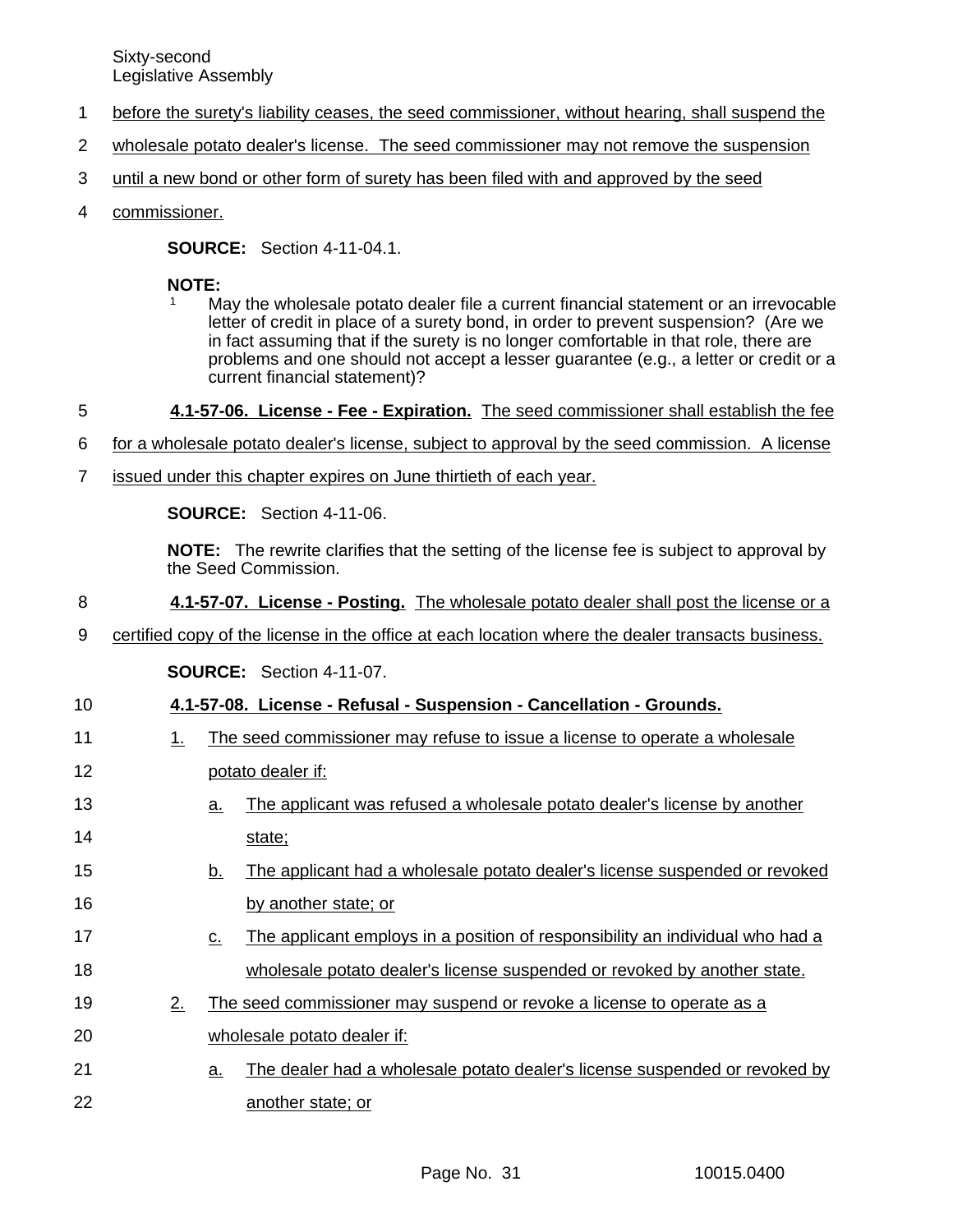before the surety's liability ceases, the seed commissioner, without hearing, shall suspend the wholesale potato dealer's license. The seed commissioner may not remove the suspension until a new bond or other form of surety has been filed with and approved by the seed commissioner.

**SOURCE:** Section 4-11-04.1.

**NOTE:**

[1] May the wholesale potato dealer file a current financial statement or an irrevocable letter of credit in place of a surety bond, in order to prevent suspension? (Are we in fact assuming that if the surety is no longer comfortable in that role, there are problems and one should not accept a lesser guarantee (e.g., a letter or credit or a current financial statement)?

**4.1-57-06. License - Fee - Expiration.** The seed commissioner shall establish the fee for a wholesale potato dealer's license, subject to approval by the seed commission. A license issued under this chapter expires on June thirtieth of each year.

**SOURCE:** Section 4-11-06.

**NOTE:** The rewrite clarifies that the setting of the license fee is subject to approval by the Seed Commission.

**4.1-57-07. License - Posting.** The wholesale potato dealer shall post the license or a certified copy of the license in the office at each location where the dealer transacts business.

**SOURCE:** Section 4-11-07.

**4.1-57-08. License - Refusal - Suspension - Cancellation - Grounds.**

1. The seed commissioner may refuse to issue a license to operate a wholesale potato dealer if:
   a. The applicant was refused a wholesale potato dealer's license by another state;
   b. The applicant had a wholesale potato dealer's license suspended or revoked by another state; or
   c. The applicant employs in a position of responsibility an individual who had a wholesale potato dealer's license suspended or revoked by another state.
2. The seed commissioner may suspend or revoke a license to operate as a wholesale potato dealer if:
   a. The dealer had a wholesale potato dealer's license suspended or revoked by another state; or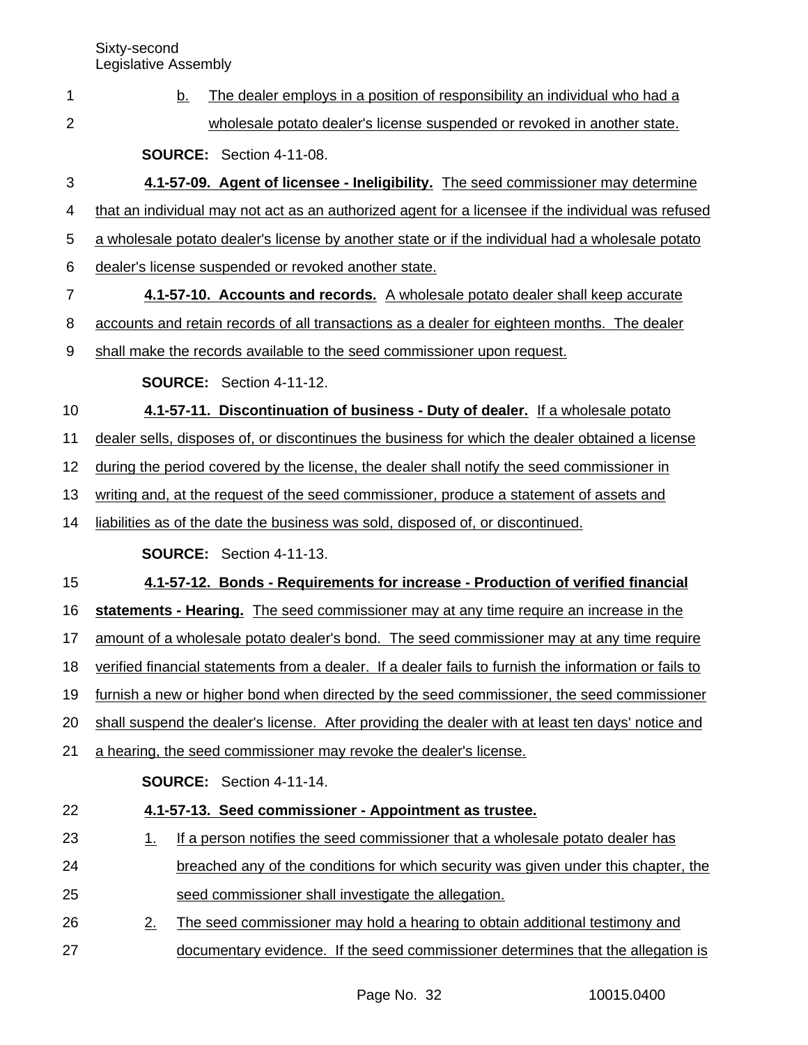b. The dealer employs in a position of responsibility an individual who had a wholesale potato dealer's license suspended or revoked in another state.

**SOURCE:** Section 4-11-08.

**4.1-57-09. Agent of licensee - Ineligibility.** The seed commissioner may determine that an individual may not act as an authorized agent for a licensee if the individual was refused a wholesale potato dealer's license by another state or if the individual had a wholesale potato dealer's license suspended or revoked another state.

**4.1-57-10. Accounts and records.** A wholesale potato dealer shall keep accurate accounts and retain records of all transactions as a dealer for eighteen months. The dealer shall make the records available to the seed commissioner upon request.

**SOURCE:** Section 4-11-12.

**4.1-57-11. Discontinuation of business - Duty of dealer.** If a wholesale potato dealer sells, disposes of, or discontinues the business for which the dealer obtained a license during the period covered by the license, the dealer shall notify the seed commissioner in writing and, at the request of the seed commissioner, produce a statement of assets and liabilities as of the date the business was sold, disposed of, or discontinued.

**SOURCE:** Section 4-11-13.

**4.1-57-12. Bonds - Requirements for increase - Production of verified financial statements - Hearing.** The seed commissioner may at any time require an increase in the amount of a wholesale potato dealer's bond. The seed commissioner may at any time require verified financial statements from a dealer. If a dealer fails to furnish the information or fails to furnish a new or higher bond when directed by the seed commissioner, the seed commissioner shall suspend the dealer's license. After providing the dealer with at least ten days' notice and a hearing, the seed commissioner may revoke the dealer's license.

**SOURCE:** Section 4-11-14.

**4.1-57-13. Seed commissioner - Appointment as trustee.**

1. If a person notifies the seed commissioner that a wholesale potato dealer has breached any of the conditions for which security was given under this chapter, the seed commissioner shall investigate the allegation.
2. The seed commissioner may hold a hearing to obtain additional testimony and documentary evidence. If the seed commissioner determines that the allegation is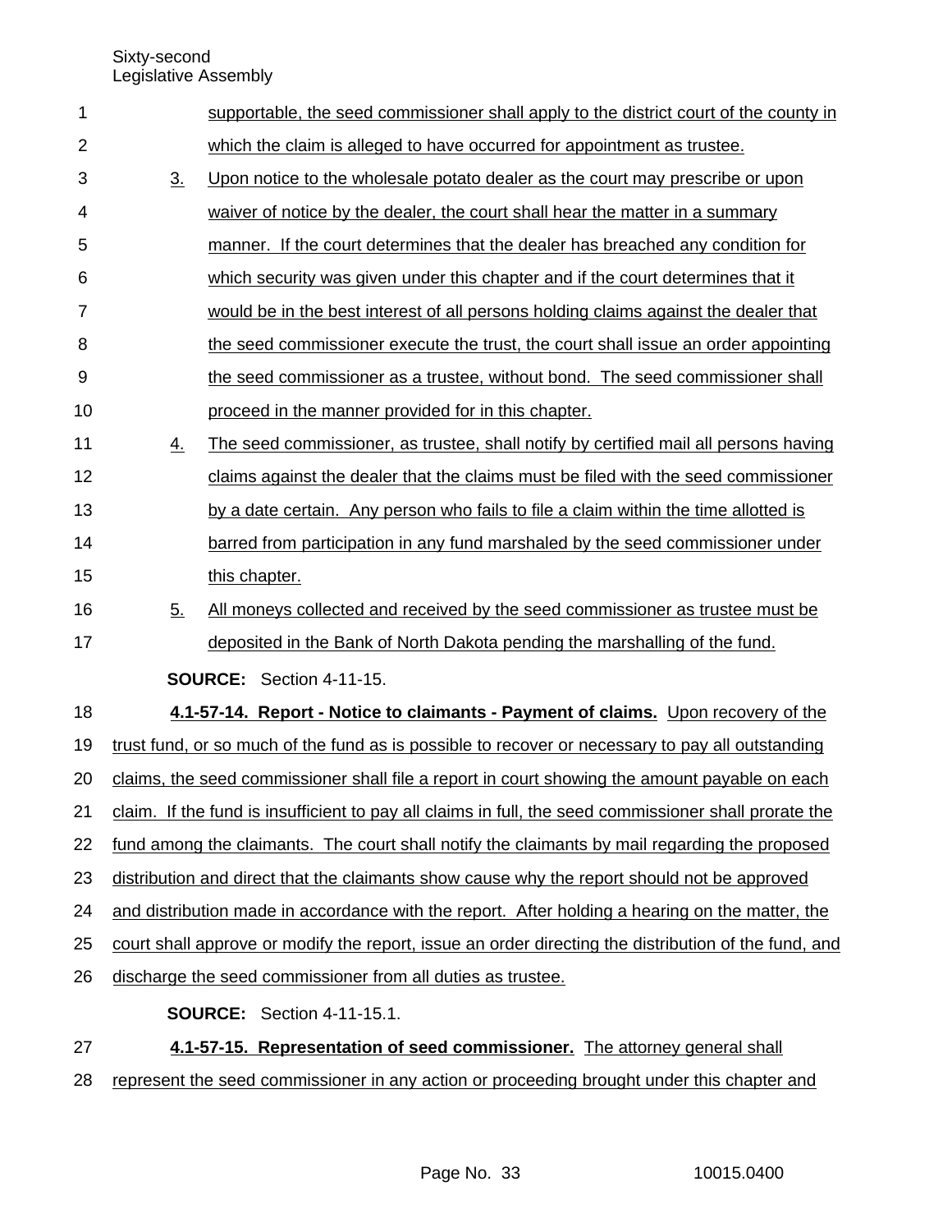supportable, the seed commissioner shall apply to the district court of the county in which the claim is alleged to have occurred for appointment as trustee.

3. Upon notice to the wholesale potato dealer as the court may prescribe or upon waiver of notice by the dealer, the court shall hear the matter in a summary manner. If the court determines that the dealer has breached any condition for which security was given under this chapter and if the court determines that it would be in the best interest of all persons holding claims against the dealer that the seed commissioner execute the trust, the court shall issue an order appointing the seed commissioner as a trustee, without bond. The seed commissioner shall proceed in the manner provided for in this chapter.

4. The seed commissioner, as trustee, shall notify by certified mail all persons having claims against the dealer that the claims must be filed with the seed commissioner by a date certain. Any person who fails to file a claim within the time allotted is barred from participation in any fund marshaled by the seed commissioner under this chapter.

5. All moneys collected and received by the seed commissioner as trustee must be deposited in the Bank of North Dakota pending the marshalling of the fund.

**SOURCE:** Section 4-11-15.

**4.1-57-14. Report - Notice to claimants - Payment of claims.** Upon recovery of the trust fund, or so much of the fund as is possible to recover or necessary to pay all outstanding claims, the seed commissioner shall file a report in court showing the amount payable on each claim. If the fund is insufficient to pay all claims in full, the seed commissioner shall prorate the fund among the claimants. The court shall notify the claimants by mail regarding the proposed distribution and direct that the claimants show cause why the report should not be approved and distribution made in accordance with the report. After holding a hearing on the matter, the court shall approve or modify the report, issue an order directing the distribution of the fund, and discharge the seed commissioner from all duties as trustee.

**SOURCE:** Section 4-11-15.1.

**4.1-57-15. Representation of seed commissioner.** The attorney general shall represent the seed commissioner in any action or proceeding brought under this chapter and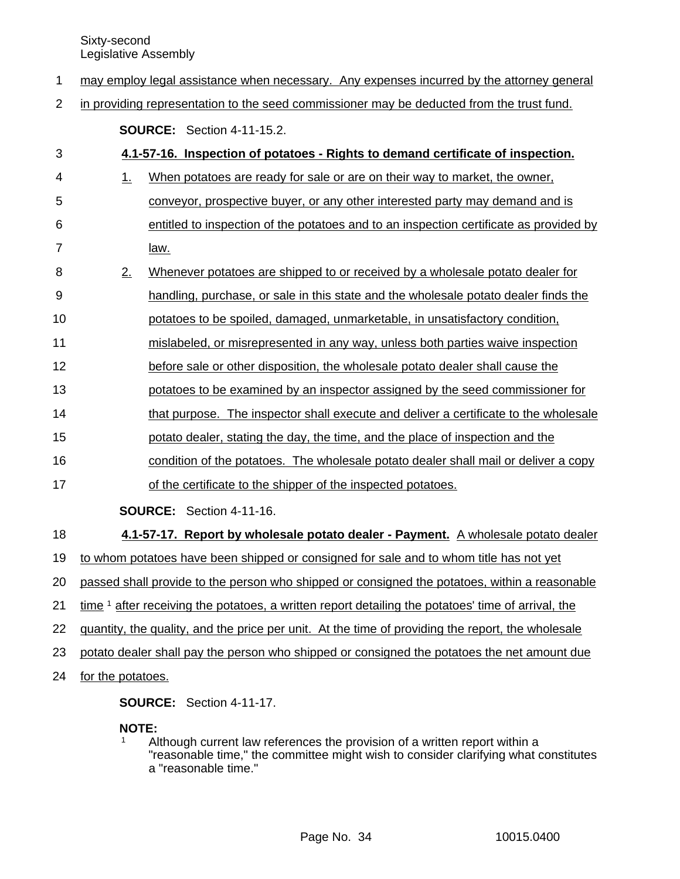may employ legal assistance when necessary. Any expenses incurred by the attorney general in providing representation to the seed commissioner may be deducted from the trust fund.

**SOURCE:** Section 4-11-15.2.

**4.1-57-16. Inspection of potatoes - Rights to demand certificate of inspection.**

1. When potatoes are ready for sale or are on their way to market, the owner, conveyor, prospective buyer, or any other interested party may demand and is entitled to inspection of the potatoes and to an inspection certificate as provided by law.
2. Whenever potatoes are shipped to or received by a wholesale potato dealer for handling, purchase, or sale in this state and the wholesale potato dealer finds the potatoes to be spoiled, damaged, unmarketable, in unsatisfactory condition, mislabeled, or misrepresented in any way, unless both parties waive inspection before sale or other disposition, the wholesale potato dealer shall cause the potatoes to be examined by an inspector assigned by the seed commissioner for that purpose. The inspector shall execute and deliver a certificate to the wholesale potato dealer, stating the day, the time, and the place of inspection and the condition of the potatoes. The wholesale potato dealer shall mail or deliver a copy of the certificate to the shipper of the inspected potatoes.

**SOURCE:** Section 4-11-16.

**4.1-57-17. Report by wholesale potato dealer - Payment.** A wholesale potato dealer to whom potatoes have been shipped or consigned for sale and to whom title has not yet passed shall provide to the person who shipped or consigned the potatoes, within a reasonable time [1] after receiving the potatoes, a written report detailing the potatoes' time of arrival, the quantity, the quality, and the price per unit. At the time of providing the report, the wholesale potato dealer shall pay the person who shipped or consigned the potatoes the net amount due for the potatoes.

**SOURCE:** Section 4-11-17.

**NOTE:**

[1] Although current law references the provision of a written report within a "reasonable time," the committee might wish to consider clarifying what constitutes a "reasonable time."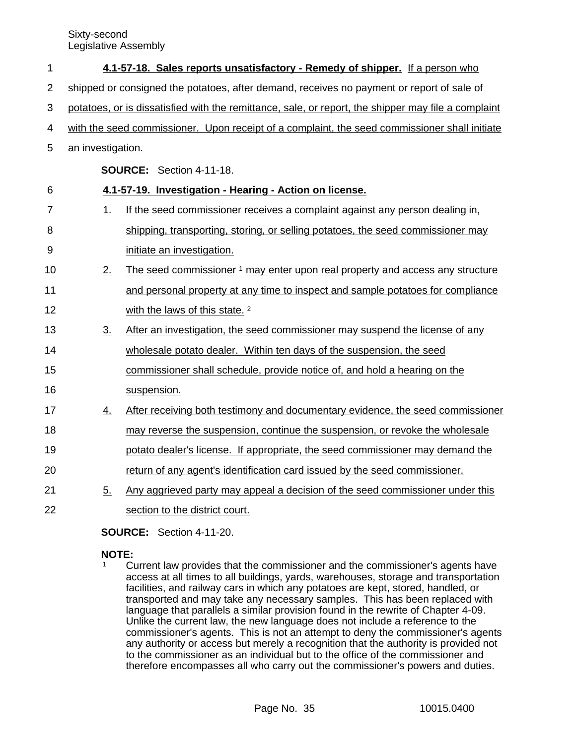**4.1-57-18. Sales reports unsatisfactory - Remedy of shipper.** If a person who shipped or consigned the potatoes, after demand, receives no payment or report of sale of potatoes, or is dissatisfied with the remittance, sale, or report, the shipper may file a complaint with the seed commissioner. Upon receipt of a complaint, the seed commissioner shall initiate an investigation.

**SOURCE:** Section 4-11-18.

**4.1-57-19. Investigation - Hearing - Action on license.**

1. If the seed commissioner receives a complaint against any person dealing in, shipping, transporting, storing, or selling potatoes, the seed commissioner may initiate an investigation.
2. The seed commissioner [1] may enter upon real property and access any structure and personal property at any time to inspect and sample potatoes for compliance with the laws of this state. [2]
3. After an investigation, the seed commissioner may suspend the license of any wholesale potato dealer. Within ten days of the suspension, the seed commissioner shall schedule, provide notice of, and hold a hearing on the suspension.
4. After receiving both testimony and documentary evidence, the seed commissioner may reverse the suspension, continue the suspension, or revoke the wholesale potato dealer's license. If appropriate, the seed commissioner may demand the return of any agent's identification card issued by the seed commissioner.
5. Any aggrieved party may appeal a decision of the seed commissioner under this section to the district court.

**SOURCE:** Section 4-11-20.

**NOTE:**

[1] Current law provides that the commissioner and the commissioner's agents have access at all times to all buildings, yards, warehouses, storage and transportation facilities, and railway cars in which any potatoes are kept, stored, handled, or transported and may take any necessary samples. This has been replaced with language that parallels a similar provision found in the rewrite of Chapter 4-09. Unlike the current law, the new language does not include a reference to the commissioner's agents. This is not an attempt to deny the commissioner's agents any authority or access but merely a recognition that the authority is provided not to the commissioner as an individual but to the office of the commissioner and therefore encompasses all who carry out the commissioner's powers and duties.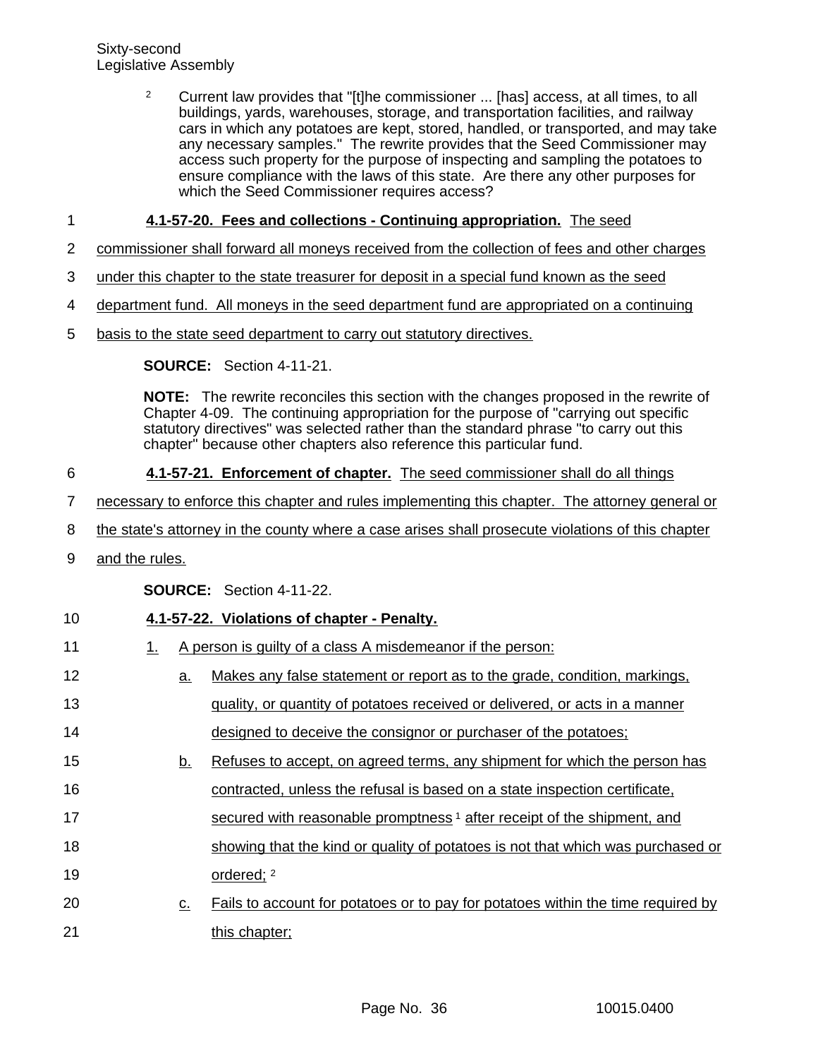[2] Current law provides that "[t]he commissioner ... [has] access, at all times, to all buildings, yards, warehouses, storage, and transportation facilities, and railway cars in which any potatoes are kept, stored, handled, or transported, and may take any necessary samples." The rewrite provides that the Seed Commissioner may access such property for the purpose of inspecting and sampling the potatoes to ensure compliance with the laws of this state. Are there any other purposes for which the Seed Commissioner requires access?

**4.1-57-20. Fees and collections - Continuing appropriation.** The seed commissioner shall forward all moneys received from the collection of fees and other charges under this chapter to the state treasurer for deposit in a special fund known as the seed department fund. All moneys in the seed department fund are appropriated on a continuing basis to the state seed department to carry out statutory directives.

**SOURCE:** Section 4-11-21.

**NOTE:** The rewrite reconciles this section with the changes proposed in the rewrite of Chapter 4-09. The continuing appropriation for the purpose of "carrying out specific statutory directives" was selected rather than the standard phrase "to carry out this chapter" because other chapters also reference this particular fund.

**4.1-57-21. Enforcement of chapter.** The seed commissioner shall do all things necessary to enforce this chapter and rules implementing this chapter. The attorney general or the state's attorney in the county where a case arises shall prosecute violations of this chapter and the rules.

**SOURCE:** Section 4-11-22.

**4.1-57-22. Violations of chapter - Penalty.**

1. A person is guilty of a class A misdemeanor if the person:
   a. Makes any false statement or report as to the grade, condition, markings, quality, or quantity of potatoes received or delivered, or acts in a manner designed to deceive the consignor or purchaser of the potatoes;
   b. Refuses to accept, on agreed terms, any shipment for which the person has contracted, unless the refusal is based on a state inspection certificate, secured with reasonable promptness [1] after receipt of the shipment, and showing that the kind or quality of potatoes is not that which was purchased or ordered; [2]
   c. Fails to account for potatoes or to pay for potatoes within the time required by this chapter;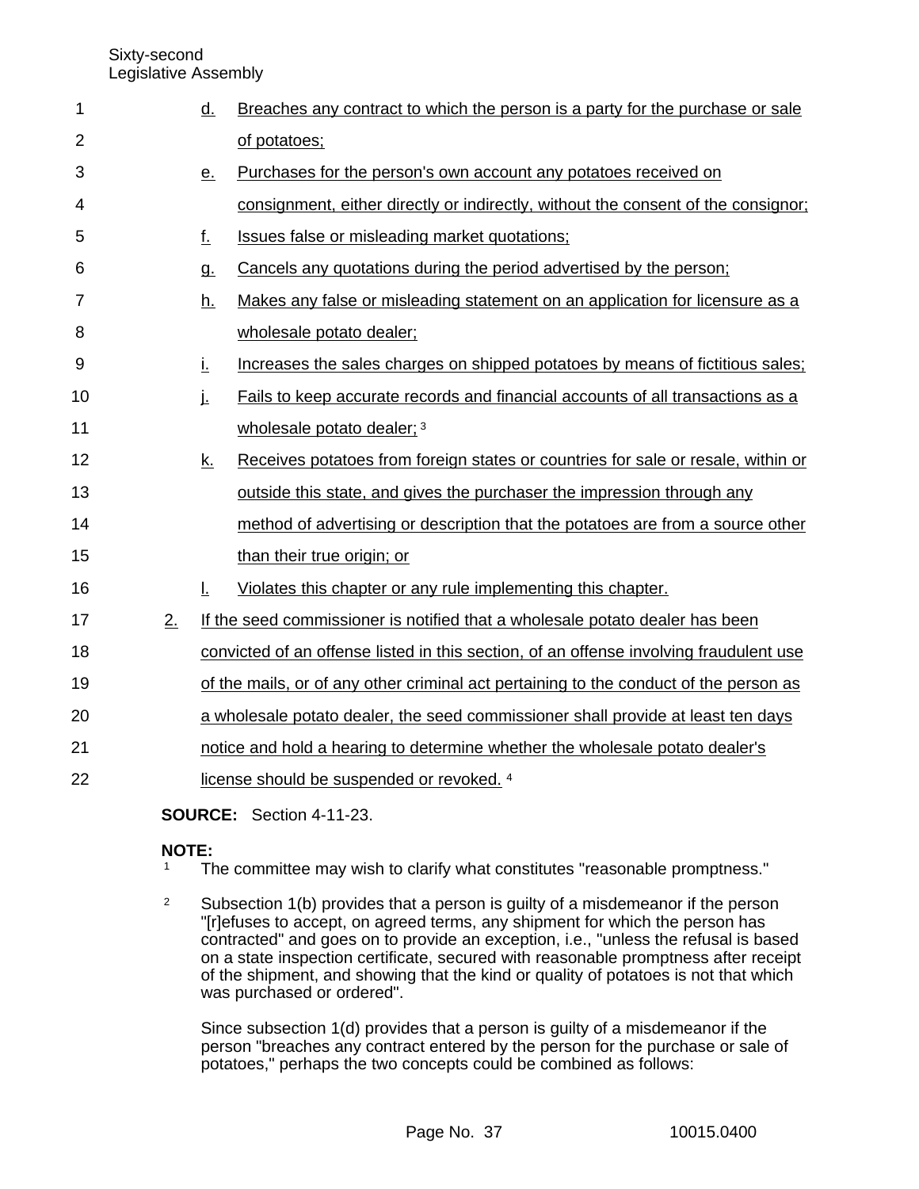d. Breaches any contract to which the person is a party for the purchase or sale of potatoes;

e. Purchases for the person's own account any potatoes received on consignment, either directly or indirectly, without the consent of the consignor;

f. Issues false or misleading market quotations;

g. Cancels any quotations during the period advertised by the person;

h. Makes any false or misleading statement on an application for licensure as a wholesale potato dealer;

i. Increases the sales charges on shipped potatoes by means of fictitious sales;

j. Fails to keep accurate records and financial accounts of all transactions as a wholesale potato dealer; [3]

k. Receives potatoes from foreign states or countries for sale or resale, within or outside this state, and gives the purchaser the impression through any method of advertising or description that the potatoes are from a source other than their true origin; or

l. Violates this chapter or any rule implementing this chapter.

2. If the seed commissioner is notified that a wholesale potato dealer has been convicted of an offense listed in this section, of an offense involving fraudulent use of the mails, or of any other criminal act pertaining to the conduct of the person as a wholesale potato dealer, the seed commissioner shall provide at least ten days notice and hold a hearing to determine whether the wholesale potato dealer's license should be suspended or revoked. [4]

**SOURCE:** Section 4-11-23.

**NOTE:**

[1] The committee may wish to clarify what constitutes "reasonable promptness."

[2] Subsection 1(b) provides that a person is guilty of a misdemeanor if the person "[r]efuses to accept, on agreed terms, any shipment for which the person has contracted" and goes on to provide an exception, i.e., "unless the refusal is based on a state inspection certificate, secured with reasonable promptness after receipt of the shipment, and showing that the kind or quality of potatoes is not that which was purchased or ordered".

Since subsection 1(d) provides that a person is guilty of a misdemeanor if the person "breaches any contract entered by the person for the purchase or sale of potatoes," perhaps the two concepts could be combined as follows: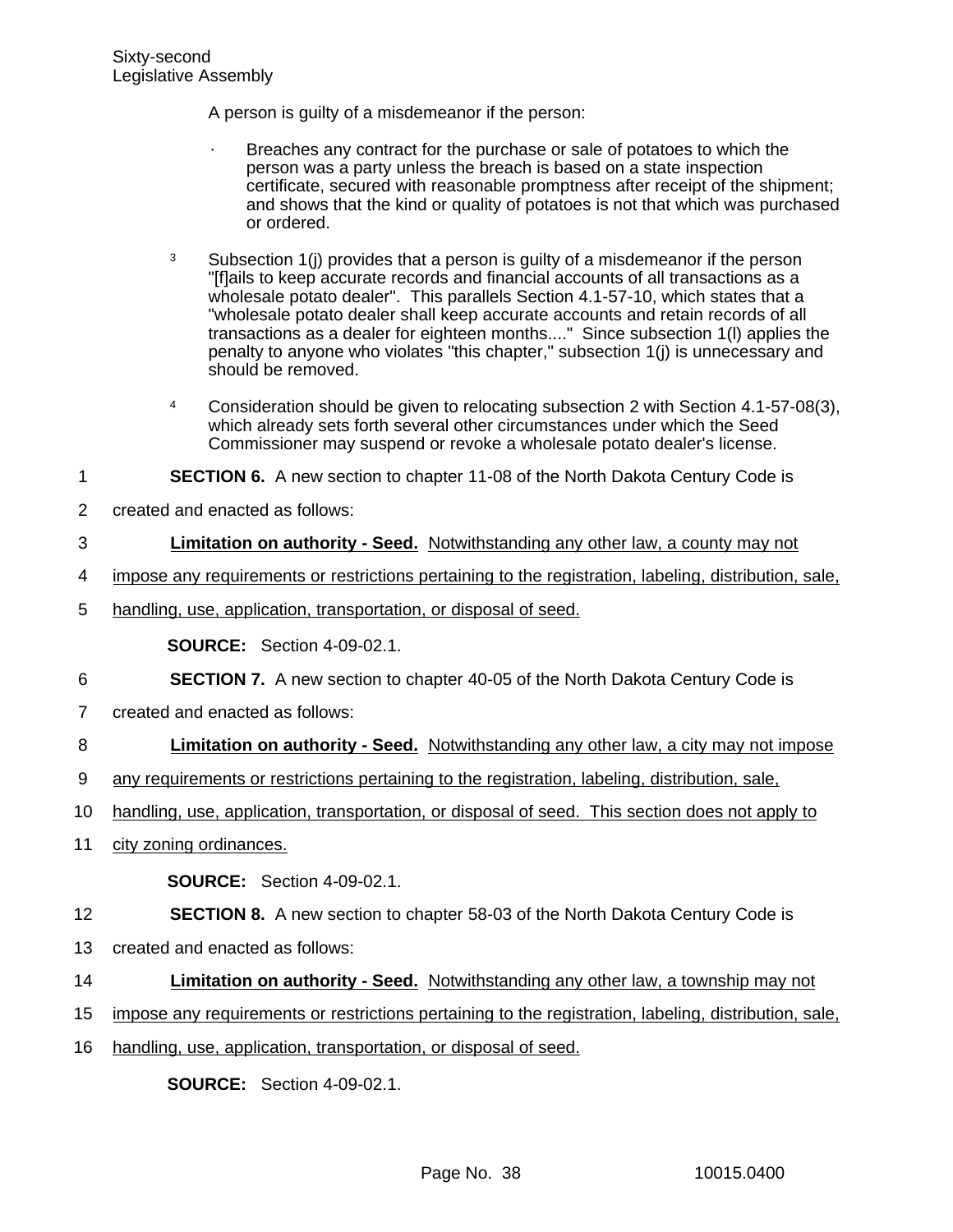A person is guilty of a misdemeanor if the person:

- Breaches any contract for the purchase or sale of potatoes to which the person was a party unless the breach is based on a state inspection certificate, secured with reasonable promptness after receipt of the shipment; and shows that the kind or quality of potatoes is not that which was purchased or ordered.

[3] Subsection 1(j) provides that a person is guilty of a misdemeanor if the person "[f]ails to keep accurate records and financial accounts of all transactions as a wholesale potato dealer". This parallels Section 4.1-57-10, which states that a "wholesale potato dealer shall keep accurate accounts and retain records of all transactions as a dealer for eighteen months...." Since subsection 1(l) applies the penalty to anyone who violates "this chapter," subsection 1(j) is unnecessary and should be removed.

[4] Consideration should be given to relocating subsection 2 with Section 4.1-57-08(3), which already sets forth several other circumstances under which the Seed Commissioner may suspend or revoke a wholesale potato dealer's license.

**SECTION 6.** A new section to chapter 11-08 of the North Dakota Century Code is created and enacted as follows:

**Limitation on authority - Seed.** Notwithstanding any other law, a county may not impose any requirements or restrictions pertaining to the registration, labeling, distribution, sale, handling, use, application, transportation, or disposal of seed.

**SOURCE:** Section 4-09-02.1.

**SECTION 7.** A new section to chapter 40-05 of the North Dakota Century Code is created and enacted as follows:

**Limitation on authority - Seed.** Notwithstanding any other law, a city may not impose any requirements or restrictions pertaining to the registration, labeling, distribution, sale, handling, use, application, transportation, or disposal of seed. This section does not apply to city zoning ordinances.

**SOURCE:** Section 4-09-02.1.

**SECTION 8.** A new section to chapter 58-03 of the North Dakota Century Code is created and enacted as follows:

**Limitation on authority - Seed.** Notwithstanding any other law, a township may not impose any requirements or restrictions pertaining to the registration, labeling, distribution, sale, handling, use, application, transportation, or disposal of seed.

**SOURCE:** Section 4-09-02.1.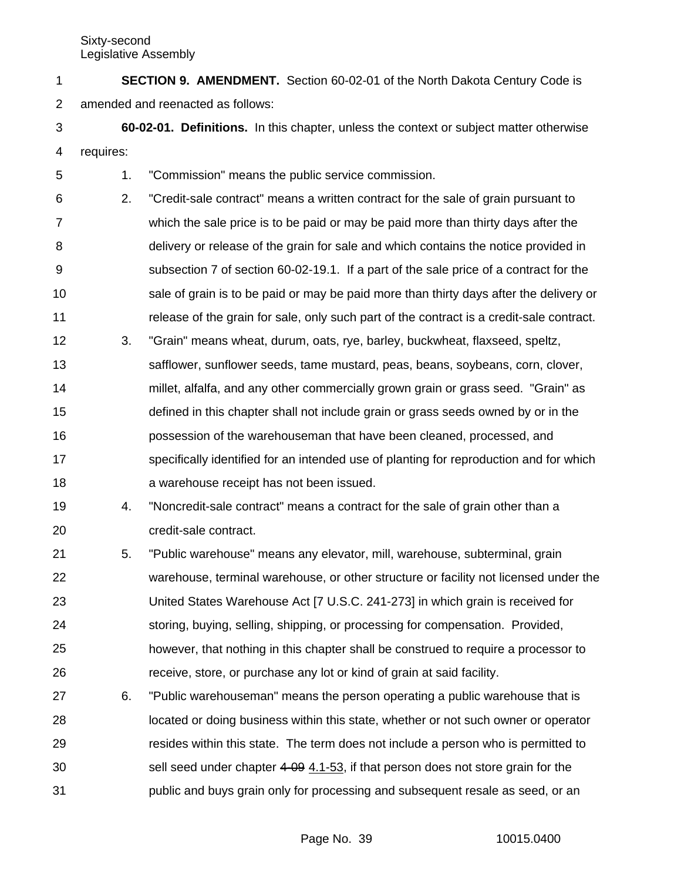**SECTION 9. AMENDMENT.** Section 60-02-01 of the North Dakota Century Code is amended and reenacted as follows:

**60-02-01. Definitions.** In this chapter, unless the context or subject matter otherwise requires:

1. "Commission" means the public service commission.
2. "Credit-sale contract" means a written contract for the sale of grain pursuant to which the sale price is to be paid or may be paid more than thirty days after the delivery or release of the grain for sale and which contains the notice provided in subsection 7 of section 60-02-19.1. If a part of the sale price of a contract for the sale of grain is to be paid or may be paid more than thirty days after the delivery or release of the grain for sale, only such part of the contract is a credit-sale contract.
3. "Grain" means wheat, durum, oats, rye, barley, buckwheat, flaxseed, speltz, safflower, sunflower seeds, tame mustard, peas, beans, soybeans, corn, clover, millet, alfalfa, and any other commercially grown grain or grass seed. "Grain" as defined in this chapter shall not include grain or grass seeds owned by or in the possession of the warehouseman that have been cleaned, processed, and specifically identified for an intended use of planting for reproduction and for which a warehouse receipt has not been issued.
4. "Noncredit-sale contract" means a contract for the sale of grain other than a credit-sale contract.
5. "Public warehouse" means any elevator, mill, warehouse, subterminal, grain warehouse, terminal warehouse, or other structure or facility not licensed under the United States Warehouse Act [7 U.S.C. 241-273] in which grain is received for storing, buying, selling, shipping, or processing for compensation. Provided, however, that nothing in this chapter shall be construed to require a processor to receive, store, or purchase any lot or kind of grain at said facility.
6. "Public warehouseman" means the person operating a public warehouse that is located or doing business within this state, whether or not such owner or operator resides within this state. The term does not include a person who is permitted to sell seed under chapter ~~4-09~~ 4.1-53, if that person does not store grain for the public and buys grain only for processing and subsequent resale as seed, or an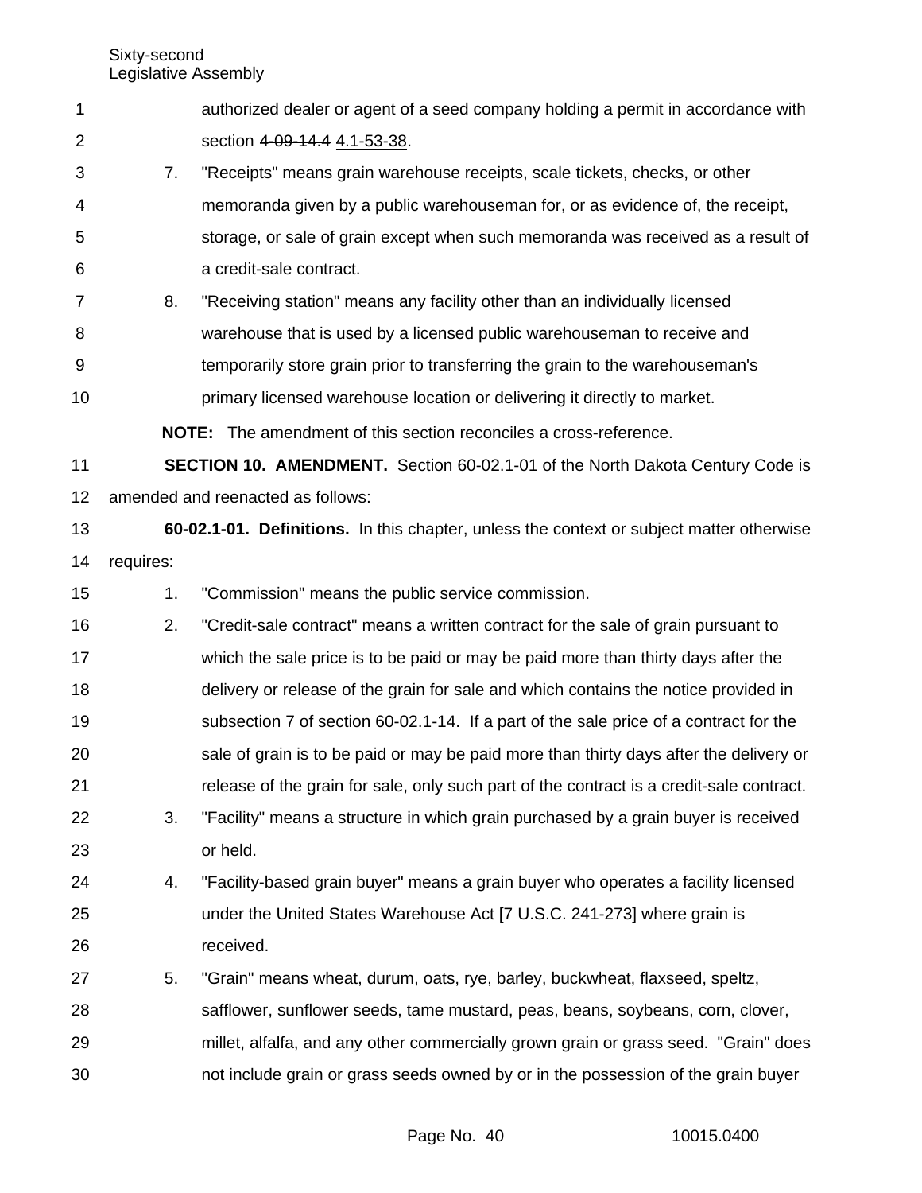authorized dealer or agent of a seed company holding a permit in accordance with section ~~4-09-14.4~~ 4.1-53-38.

7. "Receipts" means grain warehouse receipts, scale tickets, checks, or other memoranda given by a public warehouseman for, or as evidence of, the receipt, storage, or sale of grain except when such memoranda was received as a result of a credit-sale contract.

8. "Receiving station" means any facility other than an individually licensed warehouse that is used by a licensed public warehouseman to receive and temporarily store grain prior to transferring the grain to the warehouseman's primary licensed warehouse location or delivering it directly to market.

**NOTE:** The amendment of this section reconciles a cross-reference.

**SECTION 10. AMENDMENT.** Section 60-02.1-01 of the North Dakota Century Code is amended and reenacted as follows:

**60-02.1-01. Definitions.** In this chapter, unless the context or subject matter otherwise requires:

1. "Commission" means the public service commission.

2. "Credit-sale contract" means a written contract for the sale of grain pursuant to which the sale price is to be paid or may be paid more than thirty days after the delivery or release of the grain for sale and which contains the notice provided in subsection 7 of section 60-02.1-14. If a part of the sale price of a contract for the sale of grain is to be paid or may be paid more than thirty days after the delivery or release of the grain for sale, only such part of the contract is a credit-sale contract.

3. "Facility" means a structure in which grain purchased by a grain buyer is received or held.

4. "Facility-based grain buyer" means a grain buyer who operates a facility licensed under the United States Warehouse Act [7 U.S.C. 241-273] where grain is received.

5. "Grain" means wheat, durum, oats, rye, barley, buckwheat, flaxseed, speltz, safflower, sunflower seeds, tame mustard, peas, beans, soybeans, corn, clover, millet, alfalfa, and any other commercially grown grain or grass seed. "Grain" does not include grain or grass seeds owned by or in the possession of the grain buyer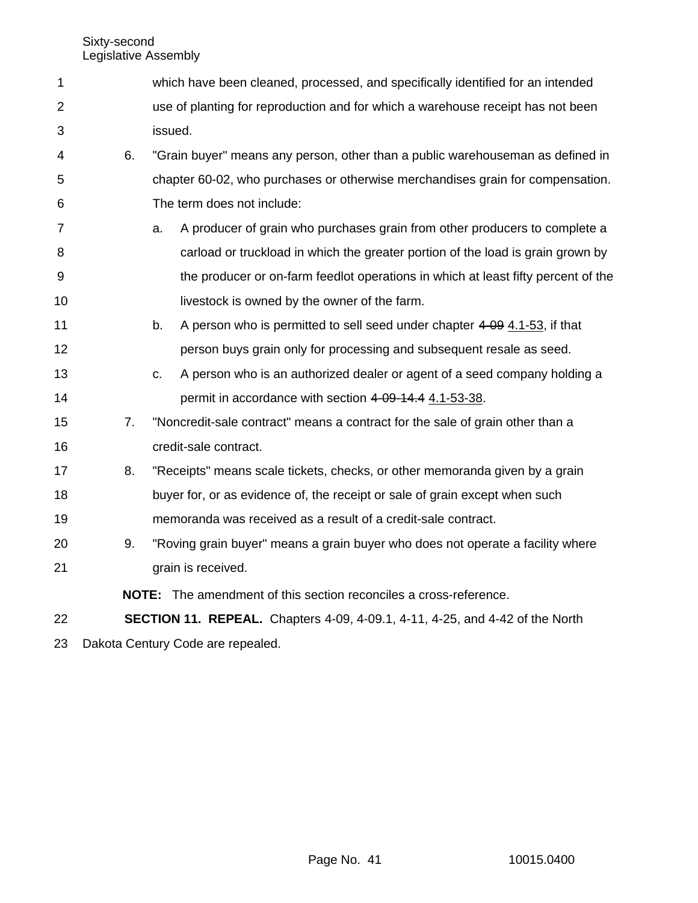which have been cleaned, processed, and specifically identified for an intended use of planting for reproduction and for which a warehouse receipt has not been issued.

6. "Grain buyer" means any person, other than a public warehouseman as defined in chapter 60-02, who purchases or otherwise merchandises grain for compensation. The term does not include:

   a. A producer of grain who purchases grain from other producers to complete a carload or truckload in which the greater portion of the load is grain grown by the producer or on-farm feedlot operations in which at least fifty percent of the livestock is owned by the owner of the farm.

   b. A person who is permitted to sell seed under chapter ~~4-09~~ <u>4.1-53</u>, if that person buys grain only for processing and subsequent resale as seed.

   c. A person who is an authorized dealer or agent of a seed company holding a permit in accordance with section ~~4-09-14.4~~ <u>4.1-53-38</u>.

7. "Noncredit-sale contract" means a contract for the sale of grain other than a credit-sale contract.

8. "Receipts" means scale tickets, checks, or other memoranda given by a grain buyer for, or as evidence of, the receipt or sale of grain except when such memoranda was received as a result of a credit-sale contract.

9. "Roving grain buyer" means a grain buyer who does not operate a facility where grain is received.

**NOTE:** The amendment of this section reconciles a cross-reference.

**SECTION 11. REPEAL.** Chapters 4-09, 4-09.1, 4-11, 4-25, and 4-42 of the North Dakota Century Code are repealed.